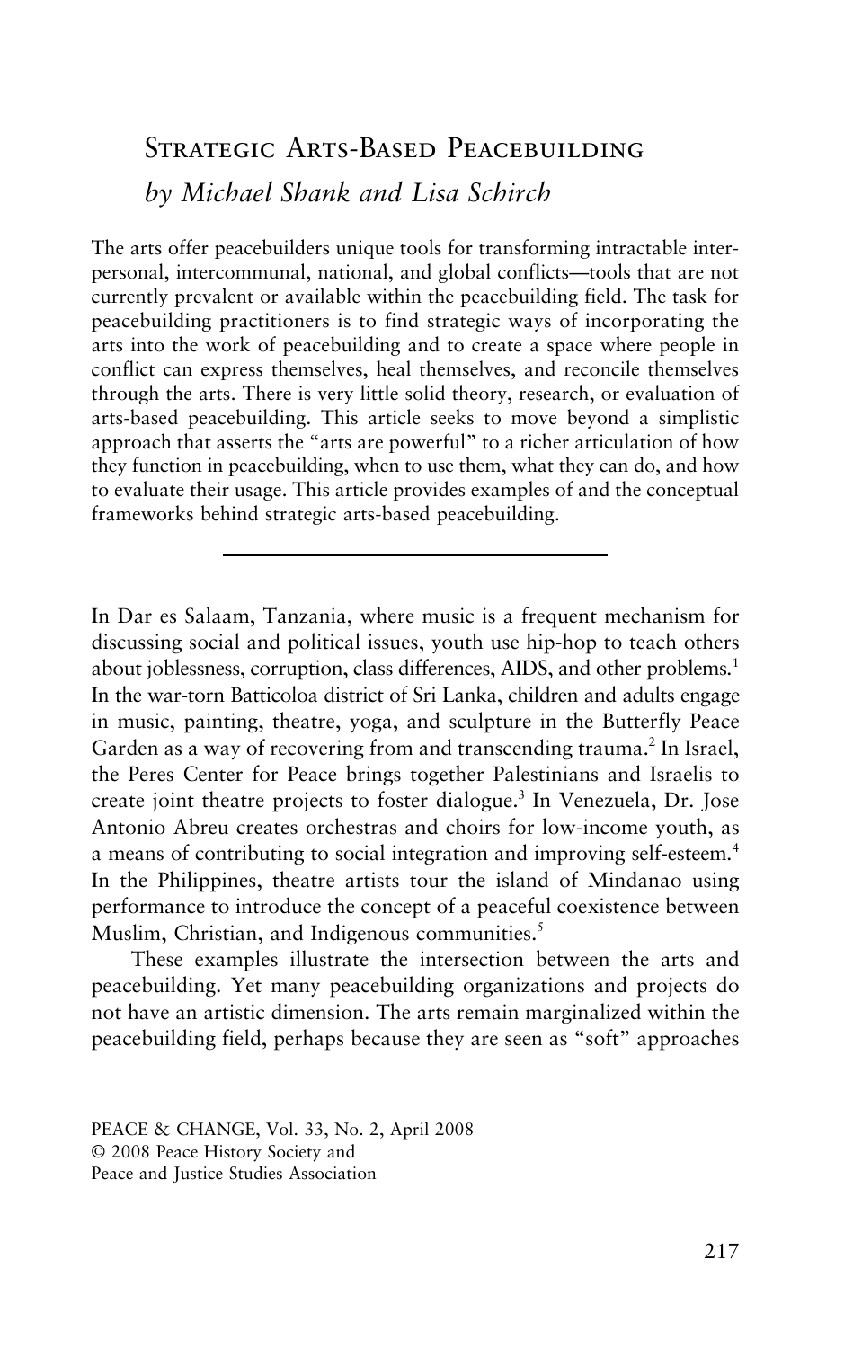# Strategic Arts-Based Peacebuilding

*by Michael Shank and Lisa Schirch*

The arts offer peacebuilders unique tools for transforming intractable interpersonal, intercommunal, national, and global conflicts—tools that are not currently prevalent or available within the peacebuilding field. The task for peacebuilding practitioners is to find strategic ways of incorporating the arts into the work of peacebuilding and to create a space where people in conflict can express themselves, heal themselves, and reconcile themselves through the arts. There is very little solid theory, research, or evaluation of arts-based peacebuilding. This article seeks to move beyond a simplistic approach that asserts the "arts are powerful" to a richer articulation of how they function in peacebuilding, when to use them, what they can do, and how to evaluate their usage. This article provides examples of and the conceptual frameworks behind strategic arts-based peacebuilding.

---

In Dar es Salaam, Tanzania, where music is a frequent mechanism for discussing social and political issues, youth use hip-hop to teach others about joblessness, corruption, class differences, AIDS, and other problems.[1] In the war-torn Batticoloa district of Sri Lanka, children and adults engage in music, painting, theatre, yoga, and sculpture in the Butterfly Peace Garden as a way of recovering from and transcending trauma.[2] In Israel, the Peres Center for Peace brings together Palestinians and Israelis to create joint theatre projects to foster dialogue.[3] In Venezuela, Dr. Jose Antonio Abreu creates orchestras and choirs for low-income youth, as a means of contributing to social integration and improving self-esteem.[4] In the Philippines, theatre artists tour the island of Mindanao using performance to introduce the concept of a peaceful coexistence between Muslim, Christian, and Indigenous communities.[5]

These examples illustrate the intersection between the arts and peacebuilding. Yet many peacebuilding organizations and projects do not have an artistic dimension. The arts remain marginalized within the peacebuilding field, perhaps because they are seen as "soft" approaches

PEACE & CHANGE, Vol. 33, No. 2, April 2008
© 2008 Peace History Society and
Peace and Justice Studies Association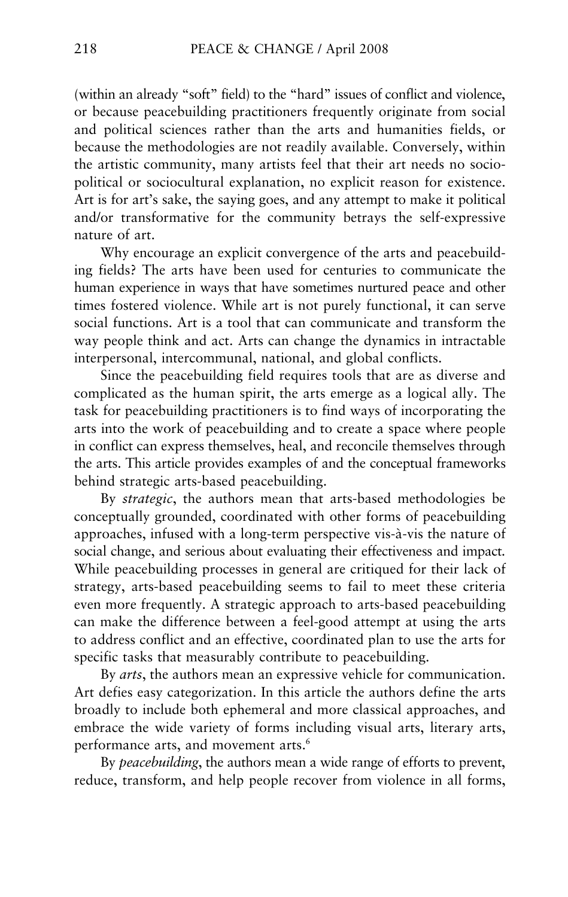(within an already "soft" field) to the "hard" issues of conflict and violence, or because peacebuilding practitioners frequently originate from social and political sciences rather than the arts and humanities fields, or because the methodologies are not readily available. Conversely, within the artistic community, many artists feel that their art needs no sociopolitical or sociocultural explanation, no explicit reason for existence. Art is for art's sake, the saying goes, and any attempt to make it political and/or transformative for the community betrays the self-expressive nature of art.

Why encourage an explicit convergence of the arts and peacebuilding fields? The arts have been used for centuries to communicate the human experience in ways that have sometimes nurtured peace and other times fostered violence. While art is not purely functional, it can serve social functions. Art is a tool that can communicate and transform the way people think and act. Arts can change the dynamics in intractable interpersonal, intercommunal, national, and global conflicts.

Since the peacebuilding field requires tools that are as diverse and complicated as the human spirit, the arts emerge as a logical ally. The task for peacebuilding practitioners is to find ways of incorporating the arts into the work of peacebuilding and to create a space where people in conflict can express themselves, heal, and reconcile themselves through the arts. This article provides examples of and the conceptual frameworks behind strategic arts-based peacebuilding.

By *strategic*, the authors mean that arts-based methodologies be conceptually grounded, coordinated with other forms of peacebuilding approaches, infused with a long-term perspective vis-à-vis the nature of social change, and serious about evaluating their effectiveness and impact. While peacebuilding processes in general are critiqued for their lack of strategy, arts-based peacebuilding seems to fail to meet these criteria even more frequently. A strategic approach to arts-based peacebuilding can make the difference between a feel-good attempt at using the arts to address conflict and an effective, coordinated plan to use the arts for specific tasks that measurably contribute to peacebuilding.

By *arts*, the authors mean an expressive vehicle for communication. Art defies easy categorization. In this article the authors define the arts broadly to include both ephemeral and more classical approaches, and embrace the wide variety of forms including visual arts, literary arts, performance arts, and movement arts.[6]

By *peacebuilding*, the authors mean a wide range of efforts to prevent, reduce, transform, and help people recover from violence in all forms,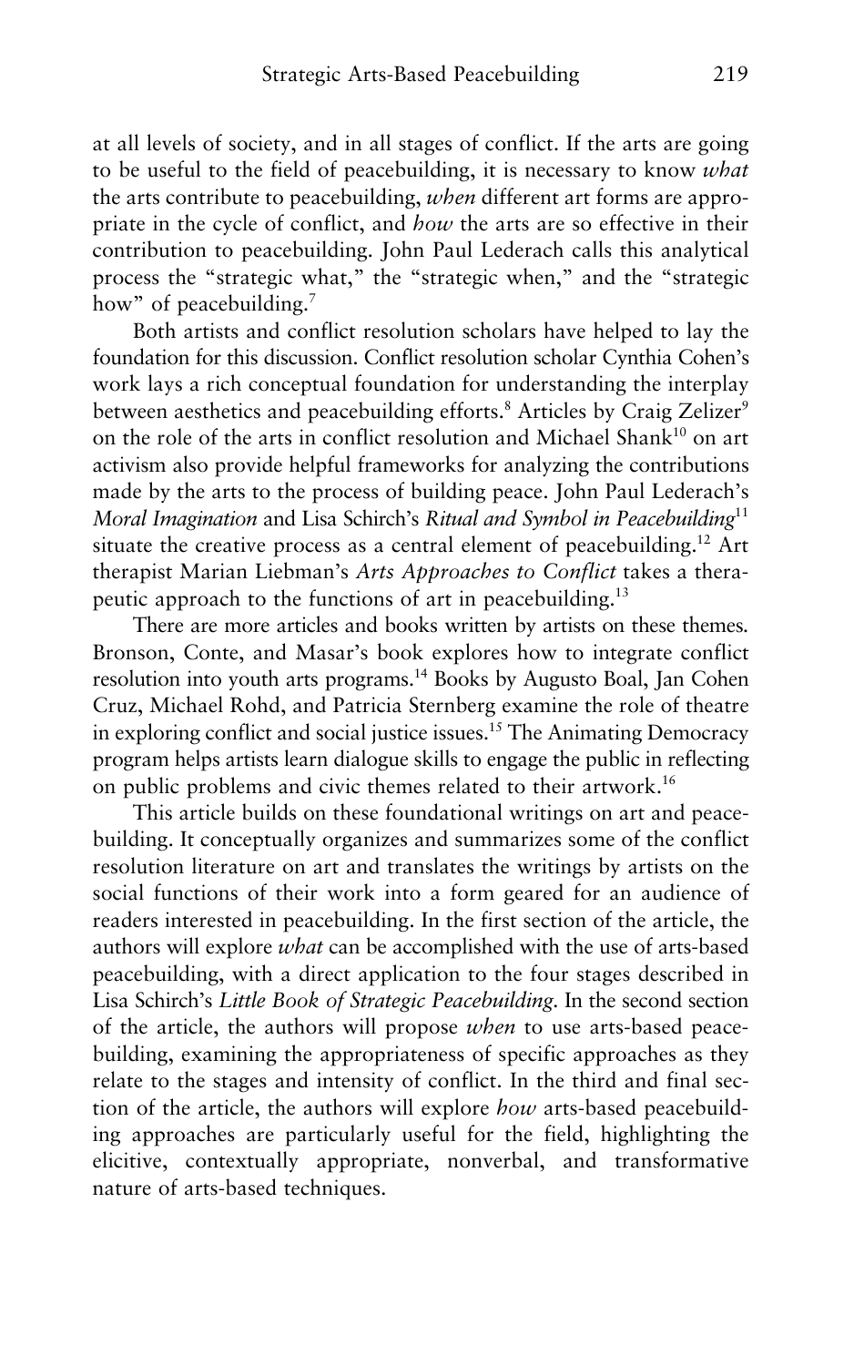at all levels of society, and in all stages of conflict. If the arts are going to be useful to the field of peacebuilding, it is necessary to know *what* the arts contribute to peacebuilding, *when* different art forms are appropriate in the cycle of conflict, and *how* the arts are so effective in their contribution to peacebuilding. John Paul Lederach calls this analytical process the "strategic what," the "strategic when," and the "strategic how" of peacebuilding.[7]

Both artists and conflict resolution scholars have helped to lay the foundation for this discussion. Conflict resolution scholar Cynthia Cohen's work lays a rich conceptual foundation for understanding the interplay between aesthetics and peacebuilding efforts.[8] Articles by Craig Zelizer[9] on the role of the arts in conflict resolution and Michael Shank[10] on art activism also provide helpful frameworks for analyzing the contributions made by the arts to the process of building peace. John Paul Lederach's *Moral Imagination* and Lisa Schirch's *Ritual and Symbol in Peacebuilding*[11] situate the creative process as a central element of peacebuilding.[12] Art therapist Marian Liebman's *Arts Approaches to Conflict* takes a therapeutic approach to the functions of art in peacebuilding.[13]

There are more articles and books written by artists on these themes. Bronson, Conte, and Masar's book explores how to integrate conflict resolution into youth arts programs.[14] Books by Augusto Boal, Jan Cohen Cruz, Michael Rohd, and Patricia Sternberg examine the role of theatre in exploring conflict and social justice issues.[15] The Animating Democracy program helps artists learn dialogue skills to engage the public in reflecting on public problems and civic themes related to their artwork.[16]

This article builds on these foundational writings on art and peacebuilding. It conceptually organizes and summarizes some of the conflict resolution literature on art and translates the writings by artists on the social functions of their work into a form geared for an audience of readers interested in peacebuilding. In the first section of the article, the authors will explore *what* can be accomplished with the use of arts-based peacebuilding, with a direct application to the four stages described in Lisa Schirch's *Little Book of Strategic Peacebuilding*. In the second section of the article, the authors will propose *when* to use arts-based peacebuilding, examining the appropriateness of specific approaches as they relate to the stages and intensity of conflict. In the third and final section of the article, the authors will explore *how* arts-based peacebuilding approaches are particularly useful for the field, highlighting the elicitive, contextually appropriate, nonverbal, and transformative nature of arts-based techniques.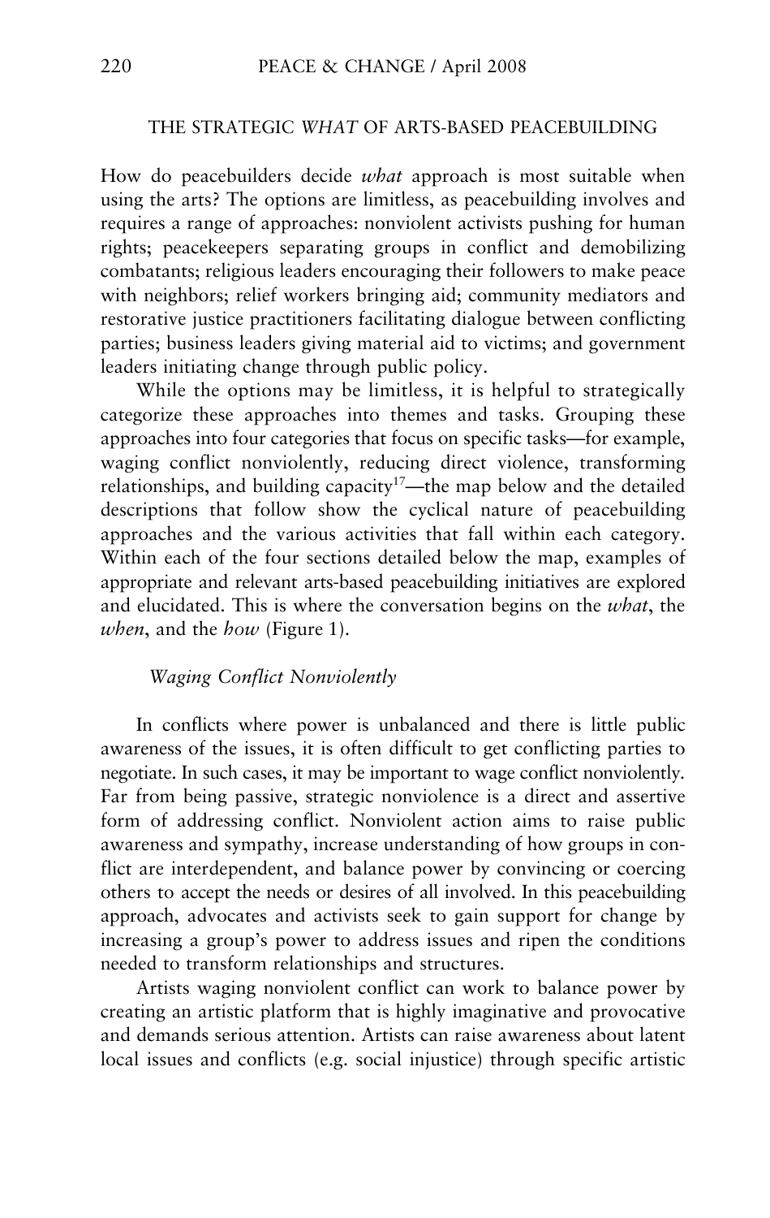## THE STRATEGIC *WHAT* OF ARTS-BASED PEACEBUILDING

How do peacebuilders decide *what* approach is most suitable when using the arts? The options are limitless, as peacebuilding involves and requires a range of approaches: nonviolent activists pushing for human rights; peacekeepers separating groups in conflict and demobilizing combatants; religious leaders encouraging their followers to make peace with neighbors; relief workers bringing aid; community mediators and restorative justice practitioners facilitating dialogue between conflicting parties; business leaders giving material aid to victims; and government leaders initiating change through public policy.

While the options may be limitless, it is helpful to strategically categorize these approaches into themes and tasks. Grouping these approaches into four categories that focus on specific tasks—for example, waging conflict nonviolently, reducing direct violence, transforming relationships, and building capacity[17]—the map below and the detailed descriptions that follow show the cyclical nature of peacebuilding approaches and the various activities that fall within each category. Within each of the four sections detailed below the map, examples of appropriate and relevant arts-based peacebuilding initiatives are explored and elucidated. This is where the conversation begins on the *what*, the *when*, and the *how* (Figure 1).

### *Waging Conflict Nonviolently*

In conflicts where power is unbalanced and there is little public awareness of the issues, it is often difficult to get conflicting parties to negotiate. In such cases, it may be important to wage conflict nonviolently. Far from being passive, strategic nonviolence is a direct and assertive form of addressing conflict. Nonviolent action aims to raise public awareness and sympathy, increase understanding of how groups in conflict are interdependent, and balance power by convincing or coercing others to accept the needs or desires of all involved. In this peacebuilding approach, advocates and activists seek to gain support for change by increasing a group's power to address issues and ripen the conditions needed to transform relationships and structures.

Artists waging nonviolent conflict can work to balance power by creating an artistic platform that is highly imaginative and provocative and demands serious attention. Artists can raise awareness about latent local issues and conflicts (e.g. social injustice) through specific artistic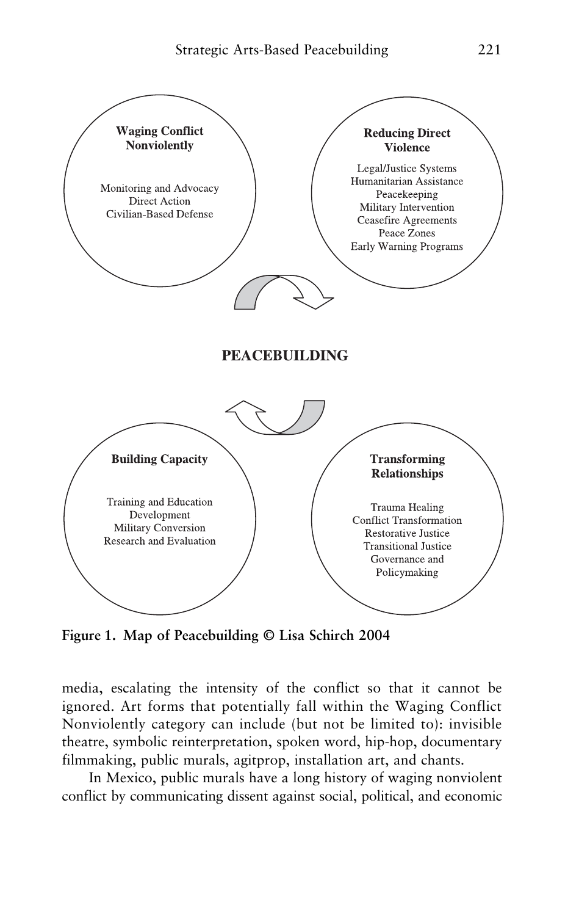**Waging Conflict Nonviolently**

Monitoring and Advocacy
Direct Action
Civilian-Based Defense

**Reducing Direct Violence**

Legal/Justice Systems
Humanitarian Assistance
Peacekeeping
Military Intervention
Ceasefire Agreements
Peace Zones
Early Warning Programs

**PEACEBUILDING**

**Building Capacity**

Training and Education
Development
Military Conversion
Research and Evaluation

**Transforming Relationships**

Trauma Healing
Conflict Transformation
Restorative Justice
Transitional Justice
Governance and Policymaking

**Figure 1. Map of Peacebuilding © Lisa Schirch 2004**

media, escalating the intensity of the conflict so that it cannot be ignored. Art forms that potentially fall within the Waging Conflict Nonviolently category can include (but not be limited to): invisible theatre, symbolic reinterpretation, spoken word, hip-hop, documentary filmmaking, public murals, agitprop, installation art, and chants.

In Mexico, public murals have a long history of waging nonviolent conflict by communicating dissent against social, political, and economic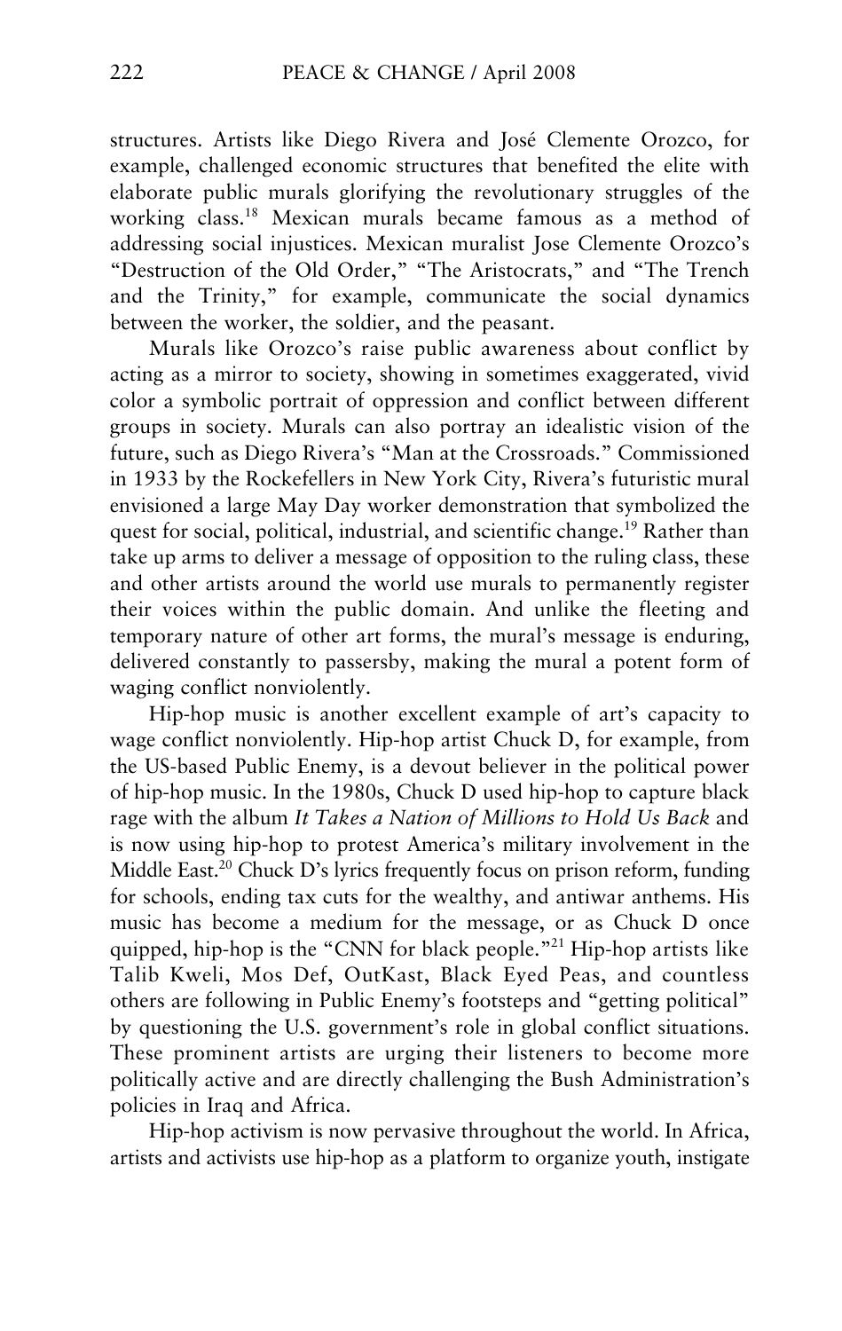structures. Artists like Diego Rivera and José Clemente Orozco, for example, challenged economic structures that benefited the elite with elaborate public murals glorifying the revolutionary struggles of the working class.[18] Mexican murals became famous as a method of addressing social injustices. Mexican muralist Jose Clemente Orozco's "Destruction of the Old Order," "The Aristocrats," and "The Trench and the Trinity," for example, communicate the social dynamics between the worker, the soldier, and the peasant.

Murals like Orozco's raise public awareness about conflict by acting as a mirror to society, showing in sometimes exaggerated, vivid color a symbolic portrait of oppression and conflict between different groups in society. Murals can also portray an idealistic vision of the future, such as Diego Rivera's "Man at the Crossroads." Commissioned in 1933 by the Rockefellers in New York City, Rivera's futuristic mural envisioned a large May Day worker demonstration that symbolized the quest for social, political, industrial, and scientific change.[19] Rather than take up arms to deliver a message of opposition to the ruling class, these and other artists around the world use murals to permanently register their voices within the public domain. And unlike the fleeting and temporary nature of other art forms, the mural's message is enduring, delivered constantly to passersby, making the mural a potent form of waging conflict nonviolently.

Hip-hop music is another excellent example of art's capacity to wage conflict nonviolently. Hip-hop artist Chuck D, for example, from the US-based Public Enemy, is a devout believer in the political power of hip-hop music. In the 1980s, Chuck D used hip-hop to capture black rage with the album *It Takes a Nation of Millions to Hold Us Back* and is now using hip-hop to protest America's military involvement in the Middle East.[20] Chuck D's lyrics frequently focus on prison reform, funding for schools, ending tax cuts for the wealthy, and antiwar anthems. His music has become a medium for the message, or as Chuck D once quipped, hip-hop is the "CNN for black people."[21] Hip-hop artists like Talib Kweli, Mos Def, OutKast, Black Eyed Peas, and countless others are following in Public Enemy's footsteps and "getting political" by questioning the U.S. government's role in global conflict situations. These prominent artists are urging their listeners to become more politically active and are directly challenging the Bush Administration's policies in Iraq and Africa.

Hip-hop activism is now pervasive throughout the world. In Africa, artists and activists use hip-hop as a platform to organize youth, instigate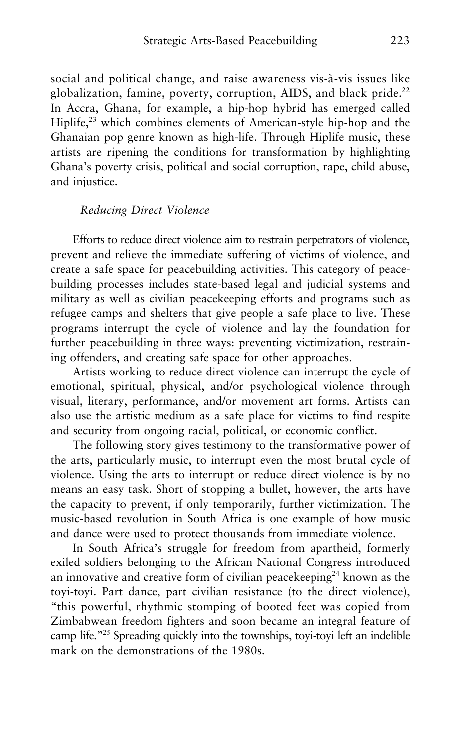social and political change, and raise awareness vis-à-vis issues like globalization, famine, poverty, corruption, AIDS, and black pride.[22] In Accra, Ghana, for example, a hip-hop hybrid has emerged called Hiplife,[23] which combines elements of American-style hip-hop and the Ghanaian pop genre known as high-life. Through Hiplife music, these artists are ripening the conditions for transformation by highlighting Ghana's poverty crisis, political and social corruption, rape, child abuse, and injustice.

### *Reducing Direct Violence*

Efforts to reduce direct violence aim to restrain perpetrators of violence, prevent and relieve the immediate suffering of victims of violence, and create a safe space for peacebuilding activities. This category of peacebuilding processes includes state-based legal and judicial systems and military as well as civilian peacekeeping efforts and programs such as refugee camps and shelters that give people a safe place to live. These programs interrupt the cycle of violence and lay the foundation for further peacebuilding in three ways: preventing victimization, restraining offenders, and creating safe space for other approaches.

Artists working to reduce direct violence can interrupt the cycle of emotional, spiritual, physical, and/or psychological violence through visual, literary, performance, and/or movement art forms. Artists can also use the artistic medium as a safe place for victims to find respite and security from ongoing racial, political, or economic conflict.

The following story gives testimony to the transformative power of the arts, particularly music, to interrupt even the most brutal cycle of violence. Using the arts to interrupt or reduce direct violence is by no means an easy task. Short of stopping a bullet, however, the arts have the capacity to prevent, if only temporarily, further victimization. The music-based revolution in South Africa is one example of how music and dance were used to protect thousands from immediate violence.

In South Africa's struggle for freedom from apartheid, formerly exiled soldiers belonging to the African National Congress introduced an innovative and creative form of civilian peacekeeping[24] known as the toyi-toyi. Part dance, part civilian resistance (to the direct violence), "this powerful, rhythmic stomping of booted feet was copied from Zimbabwean freedom fighters and soon became an integral feature of camp life."[25] Spreading quickly into the townships, toyi-toyi left an indelible mark on the demonstrations of the 1980s.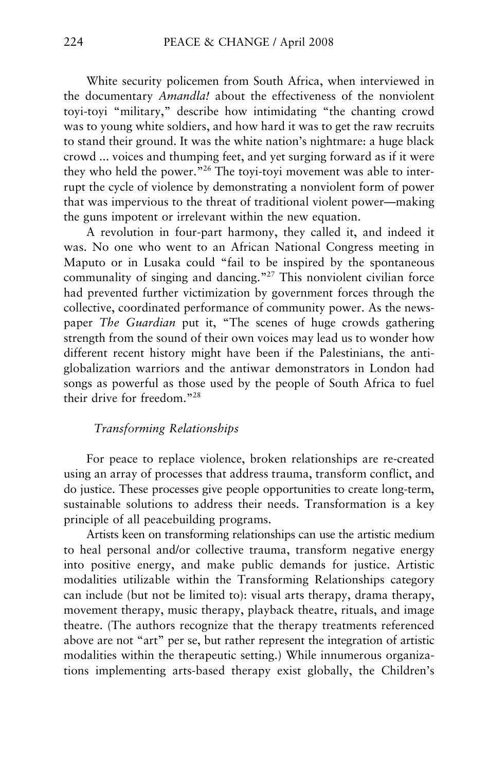White security policemen from South Africa, when interviewed in the documentary *Amandla!* about the effectiveness of the nonviolent toyi-toyi "military," describe how intimidating "the chanting crowd was to young white soldiers, and how hard it was to get the raw recruits to stand their ground. It was the white nation's nightmare: a huge black crowd ... voices and thumping feet, and yet surging forward as if it were they who held the power."[26] The toyi-toyi movement was able to interrupt the cycle of violence by demonstrating a nonviolent form of power that was impervious to the threat of traditional violent power—making the guns impotent or irrelevant within the new equation.

A revolution in four-part harmony, they called it, and indeed it was. No one who went to an African National Congress meeting in Maputo or in Lusaka could "fail to be inspired by the spontaneous communality of singing and dancing."[27] This nonviolent civilian force had prevented further victimization by government forces through the collective, coordinated performance of community power. As the newspaper *The Guardian* put it, "The scenes of huge crowds gathering strength from the sound of their own voices may lead us to wonder how different recent history might have been if the Palestinians, the anti-globalization warriors and the antiwar demonstrators in London had songs as powerful as those used by the people of South Africa to fuel their drive for freedom."[28]

### *Transforming Relationships*

For peace to replace violence, broken relationships are re-created using an array of processes that address trauma, transform conflict, and do justice. These processes give people opportunities to create long-term, sustainable solutions to address their needs. Transformation is a key principle of all peacebuilding programs.

Artists keen on transforming relationships can use the artistic medium to heal personal and/or collective trauma, transform negative energy into positive energy, and make public demands for justice. Artistic modalities utilizable within the Transforming Relationships category can include (but not be limited to): visual arts therapy, drama therapy, movement therapy, music therapy, playback theatre, rituals, and image theatre. (The authors recognize that the therapy treatments referenced above are not "art" per se, but rather represent the integration of artistic modalities within the therapeutic setting.) While innumerous organizations implementing arts-based therapy exist globally, the Children's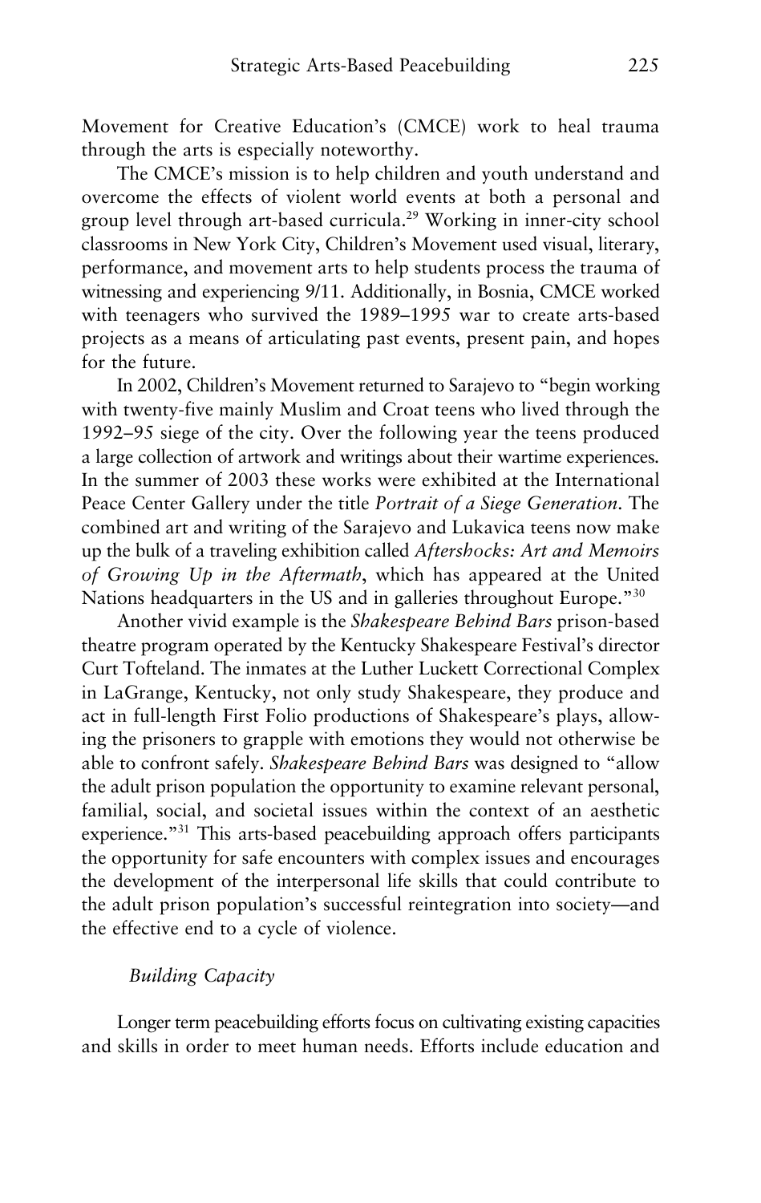Movement for Creative Education's (CMCE) work to heal trauma through the arts is especially noteworthy.

The CMCE's mission is to help children and youth understand and overcome the effects of violent world events at both a personal and group level through art-based curricula.[29] Working in inner-city school classrooms in New York City, Children's Movement used visual, literary, performance, and movement arts to help students process the trauma of witnessing and experiencing 9/11. Additionally, in Bosnia, CMCE worked with teenagers who survived the 1989–1995 war to create arts-based projects as a means of articulating past events, present pain, and hopes for the future.

In 2002, Children's Movement returned to Sarajevo to "begin working with twenty-five mainly Muslim and Croat teens who lived through the 1992–95 siege of the city. Over the following year the teens produced a large collection of artwork and writings about their wartime experiences. In the summer of 2003 these works were exhibited at the International Peace Center Gallery under the title *Portrait of a Siege Generation*. The combined art and writing of the Sarajevo and Lukavica teens now make up the bulk of a traveling exhibition called *Aftershocks: Art and Memoirs of Growing Up in the Aftermath*, which has appeared at the United Nations headquarters in the US and in galleries throughout Europe."[30]

Another vivid example is the *Shakespeare Behind Bars* prison-based theatre program operated by the Kentucky Shakespeare Festival's director Curt Tofteland. The inmates at the Luther Luckett Correctional Complex in LaGrange, Kentucky, not only study Shakespeare, they produce and act in full-length First Folio productions of Shakespeare's plays, allowing the prisoners to grapple with emotions they would not otherwise be able to confront safely. *Shakespeare Behind Bars* was designed to "allow the adult prison population the opportunity to examine relevant personal, familial, social, and societal issues within the context of an aesthetic experience."[31] This arts-based peacebuilding approach offers participants the opportunity for safe encounters with complex issues and encourages the development of the interpersonal life skills that could contribute to the adult prison population's successful reintegration into society—and the effective end to a cycle of violence.

### *Building Capacity*

Longer term peacebuilding efforts focus on cultivating existing capacities and skills in order to meet human needs. Efforts include education and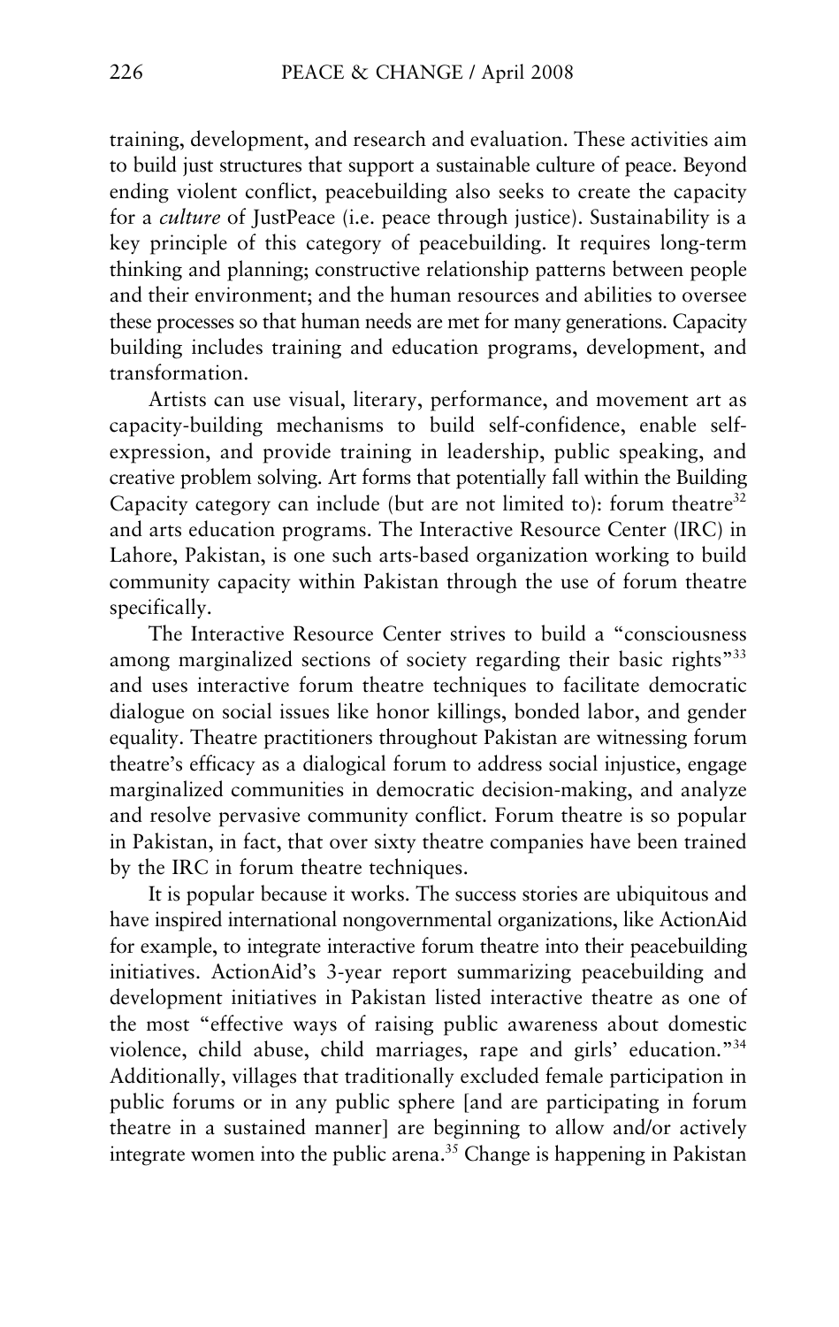training, development, and research and evaluation. These activities aim to build just structures that support a sustainable culture of peace. Beyond ending violent conflict, peacebuilding also seeks to create the capacity for a *culture* of JustPeace (i.e. peace through justice). Sustainability is a key principle of this category of peacebuilding. It requires long-term thinking and planning; constructive relationship patterns between people and their environment; and the human resources and abilities to oversee these processes so that human needs are met for many generations. Capacity building includes training and education programs, development, and transformation.

Artists can use visual, literary, performance, and movement art as capacity-building mechanisms to build self-confidence, enable self-expression, and provide training in leadership, public speaking, and creative problem solving. Art forms that potentially fall within the Building Capacity category can include (but are not limited to): forum theatre[32] and arts education programs. The Interactive Resource Center (IRC) in Lahore, Pakistan, is one such arts-based organization working to build community capacity within Pakistan through the use of forum theatre specifically.

The Interactive Resource Center strives to build a "consciousness among marginalized sections of society regarding their basic rights"[33] and uses interactive forum theatre techniques to facilitate democratic dialogue on social issues like honor killings, bonded labor, and gender equality. Theatre practitioners throughout Pakistan are witnessing forum theatre's efficacy as a dialogical forum to address social injustice, engage marginalized communities in democratic decision-making, and analyze and resolve pervasive community conflict. Forum theatre is so popular in Pakistan, in fact, that over sixty theatre companies have been trained by the IRC in forum theatre techniques.

It is popular because it works. The success stories are ubiquitous and have inspired international nongovernmental organizations, like ActionAid for example, to integrate interactive forum theatre into their peacebuilding initiatives. ActionAid's 3-year report summarizing peacebuilding and development initiatives in Pakistan listed interactive theatre as one of the most "effective ways of raising public awareness about domestic violence, child abuse, child marriages, rape and girls' education."[34] Additionally, villages that traditionally excluded female participation in public forums or in any public sphere [and are participating in forum theatre in a sustained manner] are beginning to allow and/or actively integrate women into the public arena.[35] Change is happening in Pakistan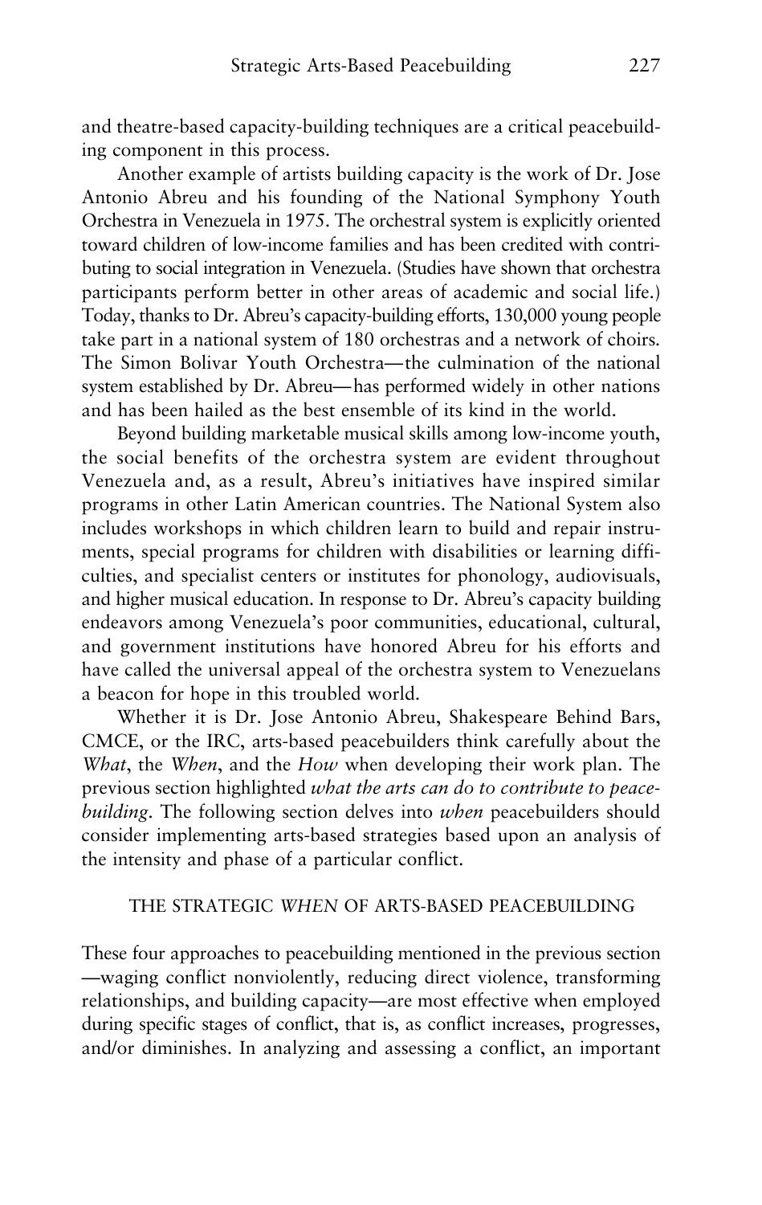and theatre-based capacity-building techniques are a critical peacebuilding component in this process.

Another example of artists building capacity is the work of Dr. Jose Antonio Abreu and his founding of the National Symphony Youth Orchestra in Venezuela in 1975. The orchestral system is explicitly oriented toward children of low-income families and has been credited with contributing to social integration in Venezuela. (Studies have shown that orchestra participants perform better in other areas of academic and social life.) Today, thanks to Dr. Abreu's capacity-building efforts, 130,000 young people take part in a national system of 180 orchestras and a network of choirs. The Simon Bolivar Youth Orchestra—the culmination of the national system established by Dr. Abreu—has performed widely in other nations and has been hailed as the best ensemble of its kind in the world.

Beyond building marketable musical skills among low-income youth, the social benefits of the orchestra system are evident throughout Venezuela and, as a result, Abreu's initiatives have inspired similar programs in other Latin American countries. The National System also includes workshops in which children learn to build and repair instruments, special programs for children with disabilities or learning difficulties, and specialist centers or institutes for phonology, audiovisuals, and higher musical education. In response to Dr. Abreu's capacity building endeavors among Venezuela's poor communities, educational, cultural, and government institutions have honored Abreu for his efforts and have called the universal appeal of the orchestra system to Venezuelans a beacon for hope in this troubled world.

Whether it is Dr. Jose Antonio Abreu, Shakespeare Behind Bars, CMCE, or the IRC, arts-based peacebuilders think carefully about the *What*, the *When*, and the *How* when developing their work plan. The previous section highlighted *what the arts can do to contribute to peacebuilding*. The following section delves into *when* peacebuilders should consider implementing arts-based strategies based upon an analysis of the intensity and phase of a particular conflict.

## THE STRATEGIC *WHEN* OF ARTS-BASED PEACEBUILDING

These four approaches to peacebuilding mentioned in the previous section —waging conflict nonviolently, reducing direct violence, transforming relationships, and building capacity—are most effective when employed during specific stages of conflict, that is, as conflict increases, progresses, and/or diminishes. In analyzing and assessing a conflict, an important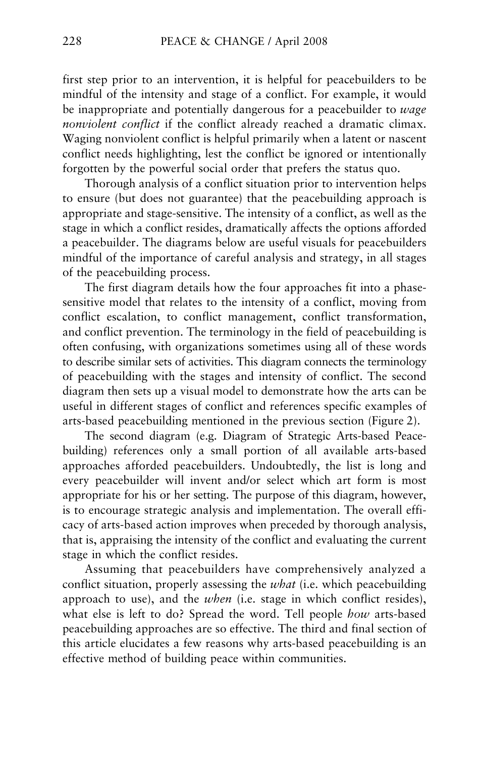first step prior to an intervention, it is helpful for peacebuilders to be mindful of the intensity and stage of a conflict. For example, it would be inappropriate and potentially dangerous for a peacebuilder to *wage nonviolent conflict* if the conflict already reached a dramatic climax. Waging nonviolent conflict is helpful primarily when a latent or nascent conflict needs highlighting, lest the conflict be ignored or intentionally forgotten by the powerful social order that prefers the status quo.

Thorough analysis of a conflict situation prior to intervention helps to ensure (but does not guarantee) that the peacebuilding approach is appropriate and stage-sensitive. The intensity of a conflict, as well as the stage in which a conflict resides, dramatically affects the options afforded a peacebuilder. The diagrams below are useful visuals for peacebuilders mindful of the importance of careful analysis and strategy, in all stages of the peacebuilding process.

The first diagram details how the four approaches fit into a phase-sensitive model that relates to the intensity of a conflict, moving from conflict escalation, to conflict management, conflict transformation, and conflict prevention. The terminology in the field of peacebuilding is often confusing, with organizations sometimes using all of these words to describe similar sets of activities. This diagram connects the terminology of peacebuilding with the stages and intensity of conflict. The second diagram then sets up a visual model to demonstrate how the arts can be useful in different stages of conflict and references specific examples of arts-based peacebuilding mentioned in the previous section (Figure 2).

The second diagram (e.g. Diagram of Strategic Arts-based Peacebuilding) references only a small portion of all available arts-based approaches afforded peacebuilders. Undoubtedly, the list is long and every peacebuilder will invent and/or select which art form is most appropriate for his or her setting. The purpose of this diagram, however, is to encourage strategic analysis and implementation. The overall efficacy of arts-based action improves when preceded by thorough analysis, that is, appraising the intensity of the conflict and evaluating the current stage in which the conflict resides.

Assuming that peacebuilders have comprehensively analyzed a conflict situation, properly assessing the *what* (i.e. which peacebuilding approach to use), and the *when* (i.e. stage in which conflict resides), what else is left to do? Spread the word. Tell people *how* arts-based peacebuilding approaches are so effective. The third and final section of this article elucidates a few reasons why arts-based peacebuilding is an effective method of building peace within communities.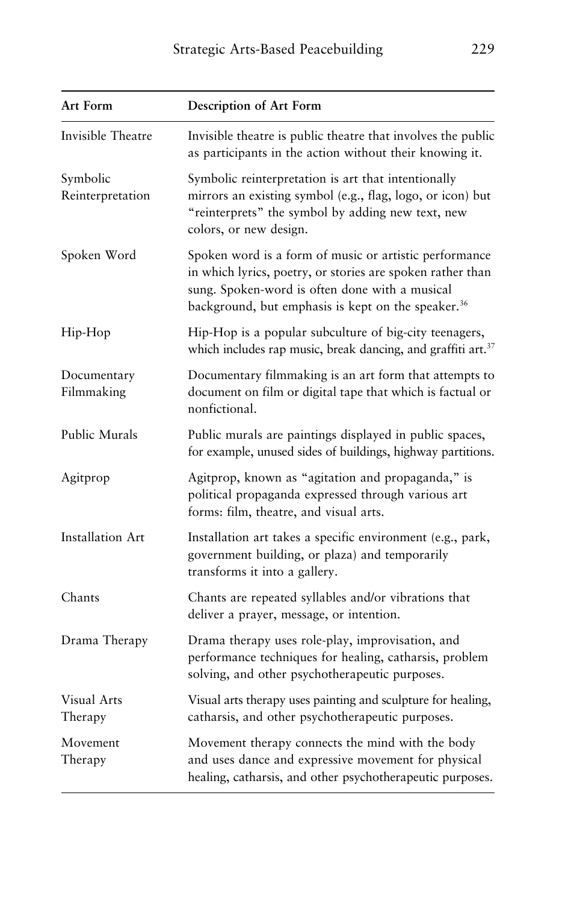| Art Form | Description of Art Form |
|---|---|
| Invisible Theatre | Invisible theatre is public theatre that involves the public as participants in the action without their knowing it. |
| Symbolic Reinterpretation | Symbolic reinterpretation is art that intentionally mirrors an existing symbol (e.g., flag, logo, or icon) but "reinterprets" the symbol by adding new text, new colors, or new design. |
| Spoken Word | Spoken word is a form of music or artistic performance in which lyrics, poetry, or stories are spoken rather than sung. Spoken-word is often done with a musical background, but emphasis is kept on the speaker.[36] |
| Hip-Hop | Hip-Hop is a popular subculture of big-city teenagers, which includes rap music, break dancing, and graffiti art.[37] |
| Documentary Filmmaking | Documentary filmmaking is an art form that attempts to document on film or digital tape that which is factual or nonfictional. |
| Public Murals | Public murals are paintings displayed in public spaces, for example, unused sides of buildings, highway partitions. |
| Agitprop | Agitprop, known as "agitation and propaganda," is political propaganda expressed through various art forms: film, theatre, and visual arts. |
| Installation Art | Installation art takes a specific environment (e.g., park, government building, or plaza) and temporarily transforms it into a gallery. |
| Chants | Chants are repeated syllables and/or vibrations that deliver a prayer, message, or intention. |
| Drama Therapy | Drama therapy uses role-play, improvisation, and performance techniques for healing, catharsis, problem solving, and other psychotherapeutic purposes. |
| Visual Arts Therapy | Visual arts therapy uses painting and sculpture for healing, catharsis, and other psychotherapeutic purposes. |
| Movement Therapy | Movement therapy connects the mind with the body and uses dance and expressive movement for physical healing, catharsis, and other psychotherapeutic purposes. |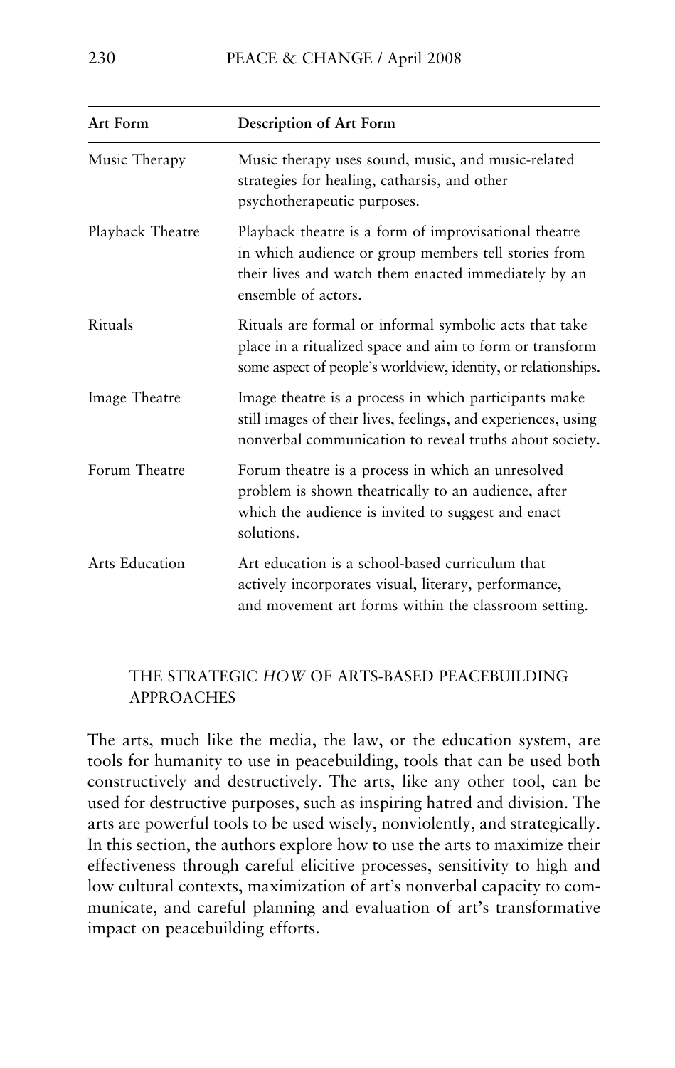| Art Form | Description of Art Form |
|---|---|
| Music Therapy | Music therapy uses sound, music, and music-related strategies for healing, catharsis, and other psychotherapeutic purposes. |
| Playback Theatre | Playback theatre is a form of improvisational theatre in which audience or group members tell stories from their lives and watch them enacted immediately by an ensemble of actors. |
| Rituals | Rituals are formal or informal symbolic acts that take place in a ritualized space and aim to form or transform some aspect of people's worldview, identity, or relationships. |
| Image Theatre | Image theatre is a process in which participants make still images of their lives, feelings, and experiences, using nonverbal communication to reveal truths about society. |
| Forum Theatre | Forum theatre is a process in which an unresolved problem is shown theatrically to an audience, after which the audience is invited to suggest and enact solutions. |
| Arts Education | Art education is a school-based curriculum that actively incorporates visual, literary, performance, and movement art forms within the classroom setting. |

## THE STRATEGIC *HOW* OF ARTS-BASED PEACEBUILDING APPROACHES

The arts, much like the media, the law, or the education system, are tools for humanity to use in peacebuilding, tools that can be used both constructively and destructively. The arts, like any other tool, can be used for destructive purposes, such as inspiring hatred and division. The arts are powerful tools to be used wisely, nonviolently, and strategically. In this section, the authors explore how to use the arts to maximize their effectiveness through careful elicitive processes, sensitivity to high and low cultural contexts, maximization of art's nonverbal capacity to communicate, and careful planning and evaluation of art's transformative impact on peacebuilding efforts.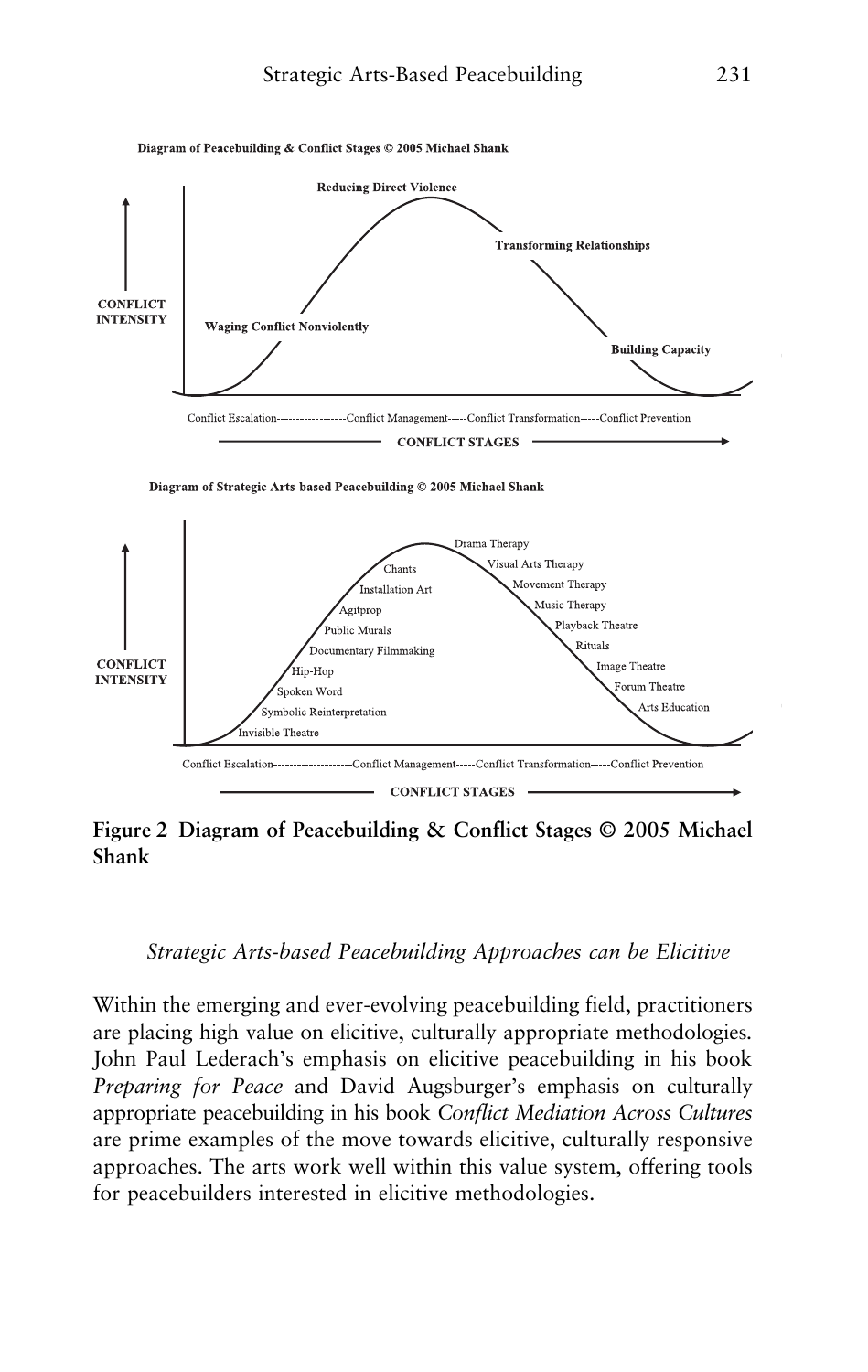Diagram of Peacebuilding & Conflict Stages © 2005 Michael Shank

Reducing Direct Violence

Transforming Relationships

CONFLICT INTENSITY

Waging Conflict Nonviolently

Building Capacity

Conflict Escalation------------------Conflict Management-----Conflict Transformation-----Conflict Prevention

CONFLICT STAGES

Diagram of Strategic Arts-based Peacebuilding © 2005 Michael Shank

Drama Therapy
Chants
Visual Arts Therapy
Installation Art
Movement Therapy
Agitprop
Music Therapy
Public Murals
Playback Theatre
Documentary Filmmaking
Rituals
Hip-Hop
Image Theatre
Spoken Word
Forum Theatre
Symbolic Reinterpretation
Arts Education
Invisible Theatre

CONFLICT INTENSITY

Conflict Escalation--------------------Conflict Management-----Conflict Transformation-----Conflict Prevention

CONFLICT STAGES

**Figure 2 Diagram of Peacebuilding & Conflict Stages © 2005 Michael Shank**

*Strategic Arts-based Peacebuilding Approaches can be Elicitive*

Within the emerging and ever-evolving peacebuilding field, practitioners are placing high value on elicitive, culturally appropriate methodologies. John Paul Lederach's emphasis on elicitive peacebuilding in his book *Preparing for Peace* and David Augsburger's emphasis on culturally appropriate peacebuilding in his book *Conflict Mediation Across Cultures* are prime examples of the move towards elicitive, culturally responsive approaches. The arts work well within this value system, offering tools for peacebuilders interested in elicitive methodologies.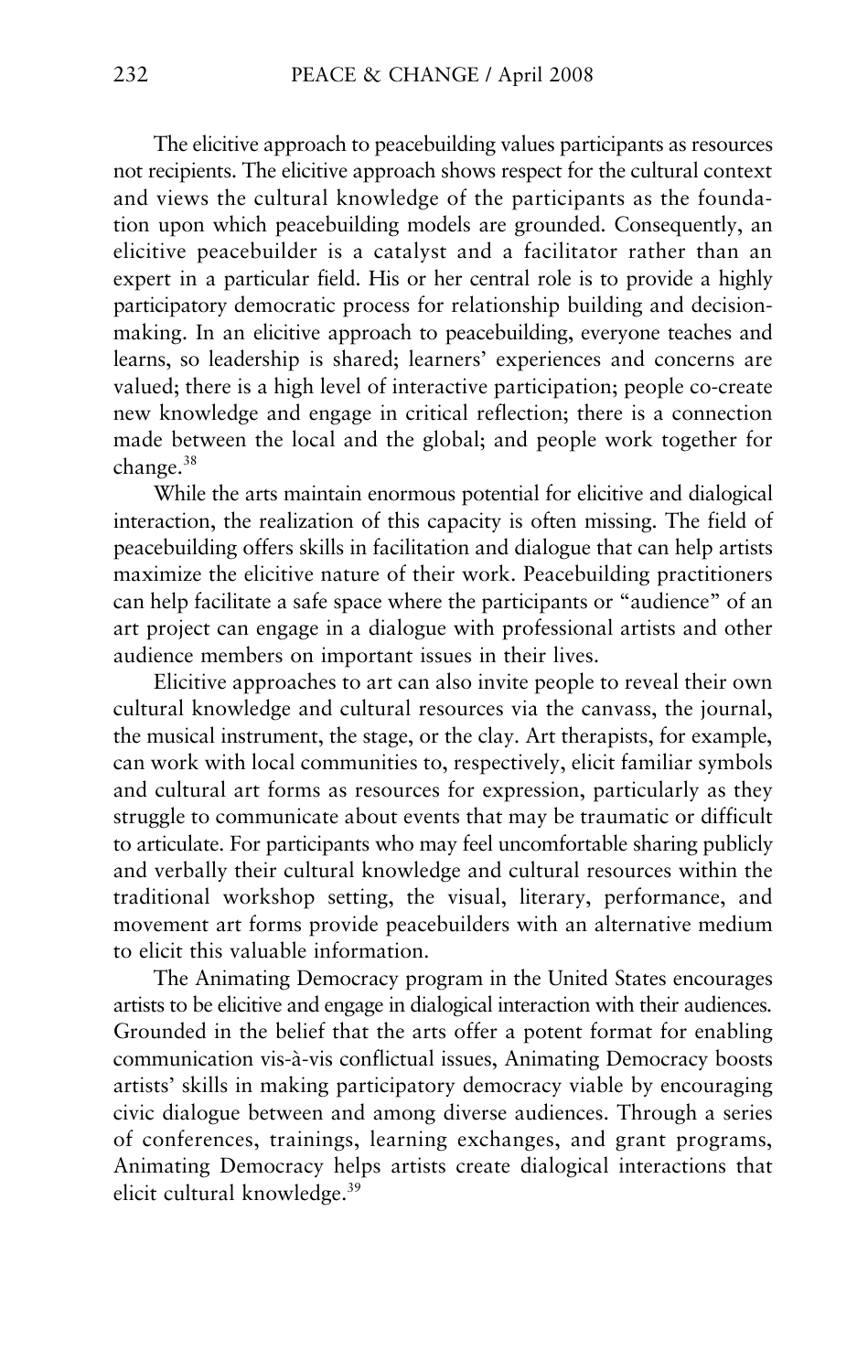The elicitive approach to peacebuilding values participants as resources not recipients. The elicitive approach shows respect for the cultural context and views the cultural knowledge of the participants as the foundation upon which peacebuilding models are grounded. Consequently, an elicitive peacebuilder is a catalyst and a facilitator rather than an expert in a particular field. His or her central role is to provide a highly participatory democratic process for relationship building and decision-making. In an elicitive approach to peacebuilding, everyone teaches and learns, so leadership is shared; learners' experiences and concerns are valued; there is a high level of interactive participation; people co-create new knowledge and engage in critical reflection; there is a connection made between the local and the global; and people work together for change.[38]

While the arts maintain enormous potential for elicitive and dialogical interaction, the realization of this capacity is often missing. The field of peacebuilding offers skills in facilitation and dialogue that can help artists maximize the elicitive nature of their work. Peacebuilding practitioners can help facilitate a safe space where the participants or "audience" of an art project can engage in a dialogue with professional artists and other audience members on important issues in their lives.

Elicitive approaches to art can also invite people to reveal their own cultural knowledge and cultural resources via the canvass, the journal, the musical instrument, the stage, or the clay. Art therapists, for example, can work with local communities to, respectively, elicit familiar symbols and cultural art forms as resources for expression, particularly as they struggle to communicate about events that may be traumatic or difficult to articulate. For participants who may feel uncomfortable sharing publicly and verbally their cultural knowledge and cultural resources within the traditional workshop setting, the visual, literary, performance, and movement art forms provide peacebuilders with an alternative medium to elicit this valuable information.

The Animating Democracy program in the United States encourages artists to be elicitive and engage in dialogical interaction with their audiences. Grounded in the belief that the arts offer a potent format for enabling communication vis-à-vis conflictual issues, Animating Democracy boosts artists' skills in making participatory democracy viable by encouraging civic dialogue between and among diverse audiences. Through a series of conferences, trainings, learning exchanges, and grant programs, Animating Democracy helps artists create dialogical interactions that elicit cultural knowledge.[39]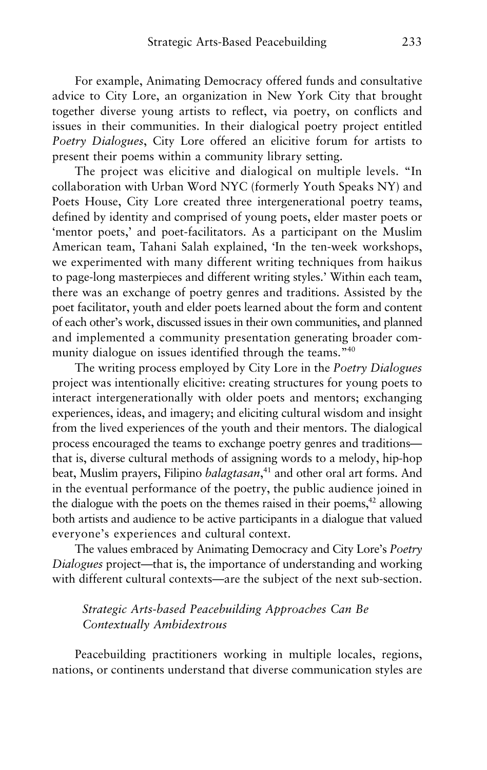For example, Animating Democracy offered funds and consultative advice to City Lore, an organization in New York City that brought together diverse young artists to reflect, via poetry, on conflicts and issues in their communities. In their dialogical poetry project entitled *Poetry Dialogues*, City Lore offered an elicitive forum for artists to present their poems within a community library setting.

The project was elicitive and dialogical on multiple levels. "In collaboration with Urban Word NYC (formerly Youth Speaks NY) and Poets House, City Lore created three intergenerational poetry teams, defined by identity and comprised of young poets, elder master poets or 'mentor poets,' and poet-facilitators. As a participant on the Muslim American team, Tahani Salah explained, 'In the ten-week workshops, we experimented with many different writing techniques from haikus to page-long masterpieces and different writing styles.' Within each team, there was an exchange of poetry genres and traditions. Assisted by the poet facilitator, youth and elder poets learned about the form and content of each other's work, discussed issues in their own communities, and planned and implemented a community presentation generating broader community dialogue on issues identified through the teams."[40]

The writing process employed by City Lore in the *Poetry Dialogues* project was intentionally elicitive: creating structures for young poets to interact intergenerationally with older poets and mentors; exchanging experiences, ideas, and imagery; and eliciting cultural wisdom and insight from the lived experiences of the youth and their mentors. The dialogical process encouraged the teams to exchange poetry genres and traditions—that is, diverse cultural methods of assigning words to a melody, hip-hop beat, Muslim prayers, Filipino *balagtasan*,[41] and other oral art forms. And in the eventual performance of the poetry, the public audience joined in the dialogue with the poets on the themes raised in their poems,[42] allowing both artists and audience to be active participants in a dialogue that valued everyone's experiences and cultural context.

The values embraced by Animating Democracy and City Lore's *Poetry Dialogues* project—that is, the importance of understanding and working with different cultural contexts—are the subject of the next sub-section.

### *Strategic Arts-based Peacebuilding Approaches Can Be Contextually Ambidextrous*

Peacebuilding practitioners working in multiple locales, regions, nations, or continents understand that diverse communication styles are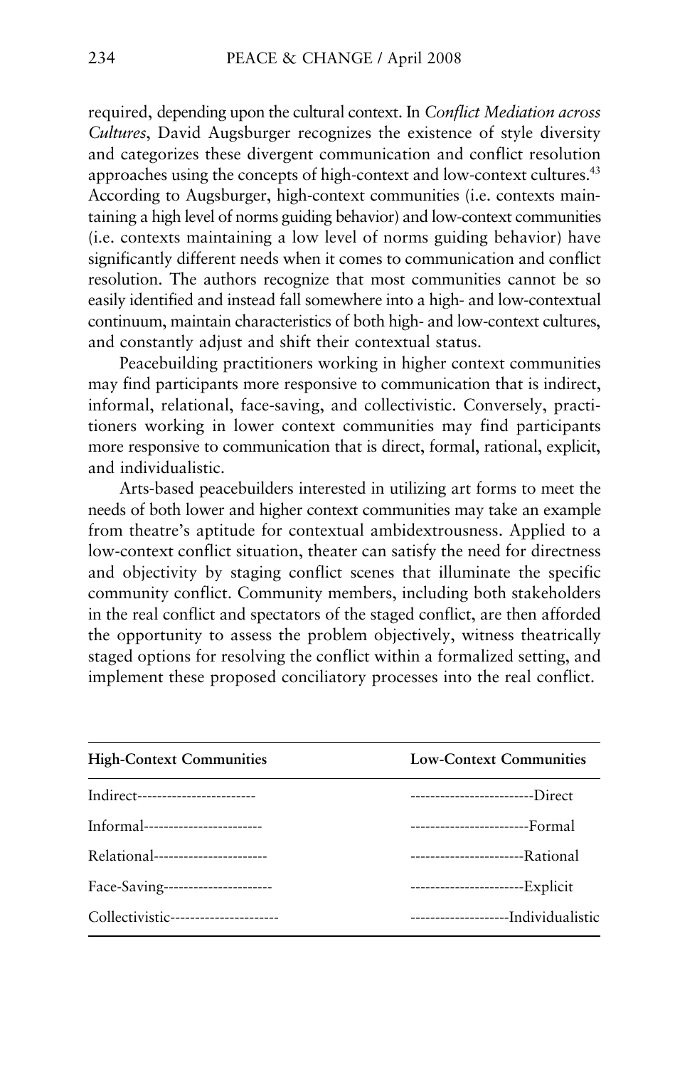required, depending upon the cultural context. In *Conflict Mediation across Cultures*, David Augsburger recognizes the existence of style diversity and categorizes these divergent communication and conflict resolution approaches using the concepts of high-context and low-context cultures.[43] According to Augsburger, high-context communities (i.e. contexts maintaining a high level of norms guiding behavior) and low-context communities (i.e. contexts maintaining a low level of norms guiding behavior) have significantly different needs when it comes to communication and conflict resolution. The authors recognize that most communities cannot be so easily identified and instead fall somewhere into a high- and low-contextual continuum, maintain characteristics of both high- and low-context cultures, and constantly adjust and shift their contextual status.

Peacebuilding practitioners working in higher context communities may find participants more responsive to communication that is indirect, informal, relational, face-saving, and collectivistic. Conversely, practitioners working in lower context communities may find participants more responsive to communication that is direct, formal, rational, explicit, and individualistic.

Arts-based peacebuilders interested in utilizing art forms to meet the needs of both lower and higher context communities may take an example from theatre's aptitude for contextual ambidextrousness. Applied to a low-context conflict situation, theater can satisfy the need for directness and objectivity by staging conflict scenes that illuminate the specific community conflict. Community members, including both stakeholders in the real conflict and spectators of the staged conflict, are then afforded the opportunity to assess the problem objectively, witness theatrically staged options for resolving the conflict within a formalized setting, and implement these proposed conciliatory processes into the real conflict.

| **High-Context Communities** | **Low-Context Communities** |
|---|---|
| Indirect------------------------ | -------------------------Direct |
| Informal------------------------ | ------------------------Formal |
| Relational----------------------- | -----------------------Rational |
| Face-Saving---------------------- | -----------------------Explicit |
| Collectivistic---------------------- | --------------------Individualistic |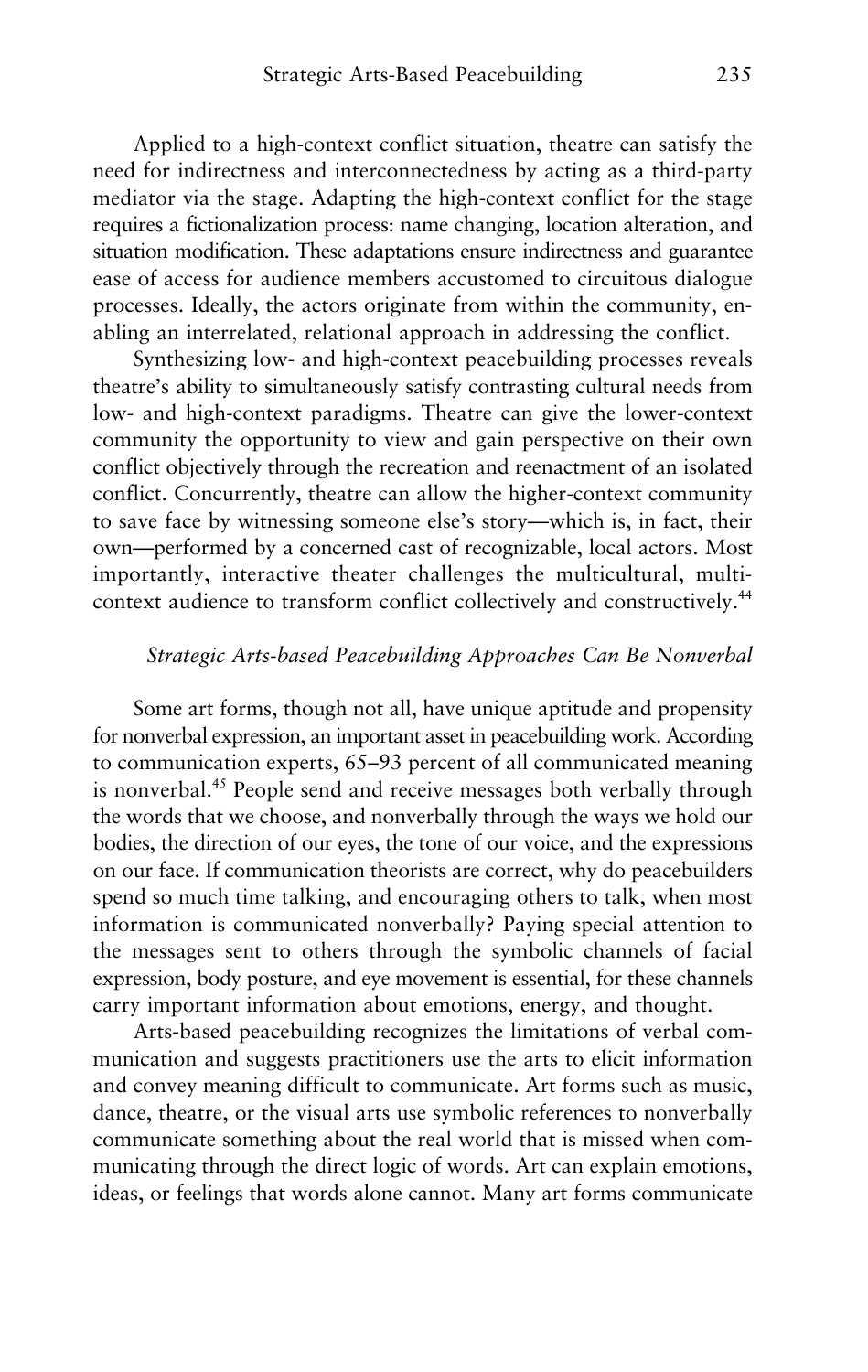Applied to a high-context conflict situation, theatre can satisfy the need for indirectness and interconnectedness by acting as a third-party mediator via the stage. Adapting the high-context conflict for the stage requires a fictionalization process: name changing, location alteration, and situation modification. These adaptations ensure indirectness and guarantee ease of access for audience members accustomed to circuitous dialogue processes. Ideally, the actors originate from within the community, enabling an interrelated, relational approach in addressing the conflict.

Synthesizing low- and high-context peacebuilding processes reveals theatre's ability to simultaneously satisfy contrasting cultural needs from low- and high-context paradigms. Theatre can give the lower-context community the opportunity to view and gain perspective on their own conflict objectively through the recreation and reenactment of an isolated conflict. Concurrently, theatre can allow the higher-context community to save face by witnessing someone else's story—which is, in fact, their own—performed by a concerned cast of recognizable, local actors. Most importantly, interactive theater challenges the multicultural, multi-context audience to transform conflict collectively and constructively.[44]

### *Strategic Arts-based Peacebuilding Approaches Can Be Nonverbal*

Some art forms, though not all, have unique aptitude and propensity for nonverbal expression, an important asset in peacebuilding work. According to communication experts, 65–93 percent of all communicated meaning is nonverbal.[45] People send and receive messages both verbally through the words that we choose, and nonverbally through the ways we hold our bodies, the direction of our eyes, the tone of our voice, and the expressions on our face. If communication theorists are correct, why do peacebuilders spend so much time talking, and encouraging others to talk, when most information is communicated nonverbally? Paying special attention to the messages sent to others through the symbolic channels of facial expression, body posture, and eye movement is essential, for these channels carry important information about emotions, energy, and thought.

Arts-based peacebuilding recognizes the limitations of verbal communication and suggests practitioners use the arts to elicit information and convey meaning difficult to communicate. Art forms such as music, dance, theatre, or the visual arts use symbolic references to nonverbally communicate something about the real world that is missed when communicating through the direct logic of words. Art can explain emotions, ideas, or feelings that words alone cannot. Many art forms communicate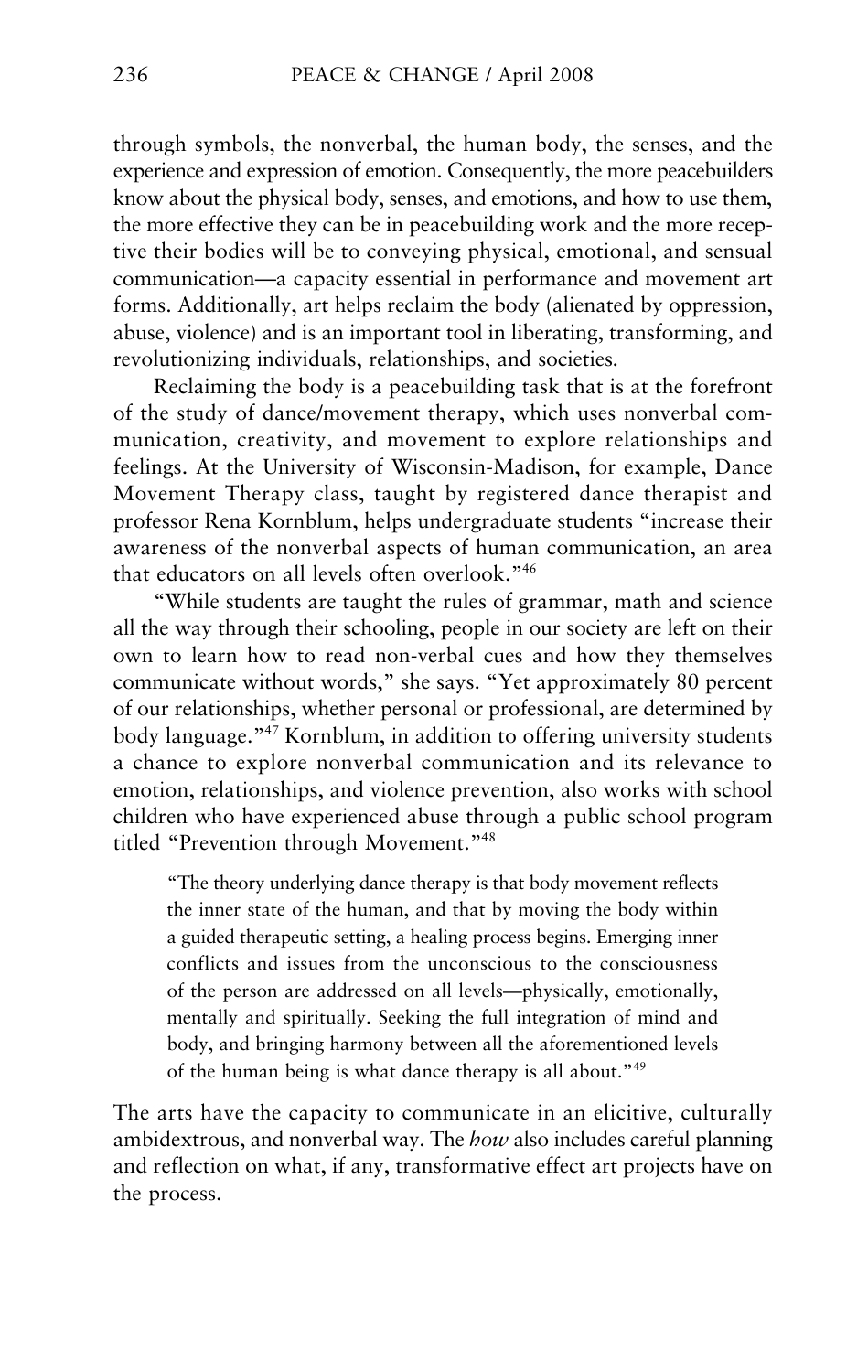through symbols, the nonverbal, the human body, the senses, and the experience and expression of emotion. Consequently, the more peacebuilders know about the physical body, senses, and emotions, and how to use them, the more effective they can be in peacebuilding work and the more receptive their bodies will be to conveying physical, emotional, and sensual communication—a capacity essential in performance and movement art forms. Additionally, art helps reclaim the body (alienated by oppression, abuse, violence) and is an important tool in liberating, transforming, and revolutionizing individuals, relationships, and societies.

Reclaiming the body is a peacebuilding task that is at the forefront of the study of dance/movement therapy, which uses nonverbal communication, creativity, and movement to explore relationships and feelings. At the University of Wisconsin-Madison, for example, Dance Movement Therapy class, taught by registered dance therapist and professor Rena Kornblum, helps undergraduate students "increase their awareness of the nonverbal aspects of human communication, an area that educators on all levels often overlook."[46]

"While students are taught the rules of grammar, math and science all the way through their schooling, people in our society are left on their own to learn how to read non-verbal cues and how they themselves communicate without words," she says. "Yet approximately 80 percent of our relationships, whether personal or professional, are determined by body language."[47] Kornblum, in addition to offering university students a chance to explore nonverbal communication and its relevance to emotion, relationships, and violence prevention, also works with school children who have experienced abuse through a public school program titled "Prevention through Movement."[48]

> "The theory underlying dance therapy is that body movement reflects the inner state of the human, and that by moving the body within a guided therapeutic setting, a healing process begins. Emerging inner conflicts and issues from the unconscious to the consciousness of the person are addressed on all levels—physically, emotionally, mentally and spiritually. Seeking the full integration of mind and body, and bringing harmony between all the aforementioned levels of the human being is what dance therapy is all about."[49]

The arts have the capacity to communicate in an elicitive, culturally ambidextrous, and nonverbal way. The *how* also includes careful planning and reflection on what, if any, transformative effect art projects have on the process.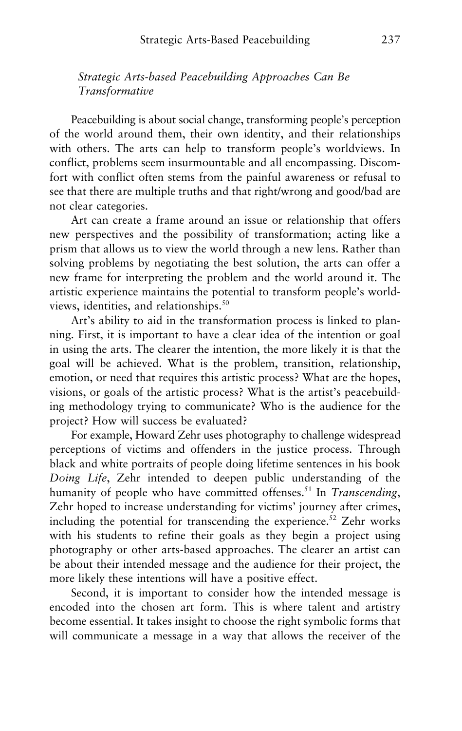### *Strategic Arts-based Peacebuilding Approaches Can Be Transformative*

Peacebuilding is about social change, transforming people's perception of the world around them, their own identity, and their relationships with others. The arts can help to transform people's worldviews. In conflict, problems seem insurmountable and all encompassing. Discomfort with conflict often stems from the painful awareness or refusal to see that there are multiple truths and that right/wrong and good/bad are not clear categories.

Art can create a frame around an issue or relationship that offers new perspectives and the possibility of transformation; acting like a prism that allows us to view the world through a new lens. Rather than solving problems by negotiating the best solution, the arts can offer a new frame for interpreting the problem and the world around it. The artistic experience maintains the potential to transform people's worldviews, identities, and relationships.[50]

Art's ability to aid in the transformation process is linked to planning. First, it is important to have a clear idea of the intention or goal in using the arts. The clearer the intention, the more likely it is that the goal will be achieved. What is the problem, transition, relationship, emotion, or need that requires this artistic process? What are the hopes, visions, or goals of the artistic process? What is the artist's peacebuilding methodology trying to communicate? Who is the audience for the project? How will success be evaluated?

For example, Howard Zehr uses photography to challenge widespread perceptions of victims and offenders in the justice process. Through black and white portraits of people doing lifetime sentences in his book *Doing Life*, Zehr intended to deepen public understanding of the humanity of people who have committed offenses.[51] In *Transcending*, Zehr hoped to increase understanding for victims' journey after crimes, including the potential for transcending the experience.[52] Zehr works with his students to refine their goals as they begin a project using photography or other arts-based approaches. The clearer an artist can be about their intended message and the audience for their project, the more likely these intentions will have a positive effect.

Second, it is important to consider how the intended message is encoded into the chosen art form. This is where talent and artistry become essential. It takes insight to choose the right symbolic forms that will communicate a message in a way that allows the receiver of the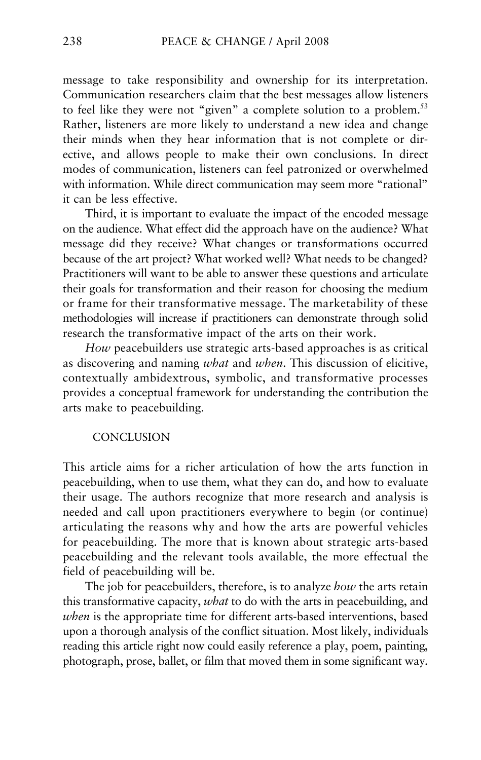message to take responsibility and ownership for its interpretation. Communication researchers claim that the best messages allow listeners to feel like they were not "given" a complete solution to a problem.[53] Rather, listeners are more likely to understand a new idea and change their minds when they hear information that is not complete or directive, and allows people to make their own conclusions. In direct modes of communication, listeners can feel patronized or overwhelmed with information. While direct communication may seem more "rational" it can be less effective.

Third, it is important to evaluate the impact of the encoded message on the audience. What effect did the approach have on the audience? What message did they receive? What changes or transformations occurred because of the art project? What worked well? What needs to be changed? Practitioners will want to be able to answer these questions and articulate their goals for transformation and their reason for choosing the medium or frame for their transformative message. The marketability of these methodologies will increase if practitioners can demonstrate through solid research the transformative impact of the arts on their work.

*How* peacebuilders use strategic arts-based approaches is as critical as discovering and naming *what* and *when*. This discussion of elicitive, contextually ambidextrous, symbolic, and transformative processes provides a conceptual framework for understanding the contribution the arts make to peacebuilding.

## CONCLUSION

This article aims for a richer articulation of how the arts function in peacebuilding, when to use them, what they can do, and how to evaluate their usage. The authors recognize that more research and analysis is needed and call upon practitioners everywhere to begin (or continue) articulating the reasons why and how the arts are powerful vehicles for peacebuilding. The more that is known about strategic arts-based peacebuilding and the relevant tools available, the more effectual the field of peacebuilding will be.

The job for peacebuilders, therefore, is to analyze *how* the arts retain this transformative capacity, *what* to do with the arts in peacebuilding, and *when* is the appropriate time for different arts-based interventions, based upon a thorough analysis of the conflict situation. Most likely, individuals reading this article right now could easily reference a play, poem, painting, photograph, prose, ballet, or film that moved them in some significant way.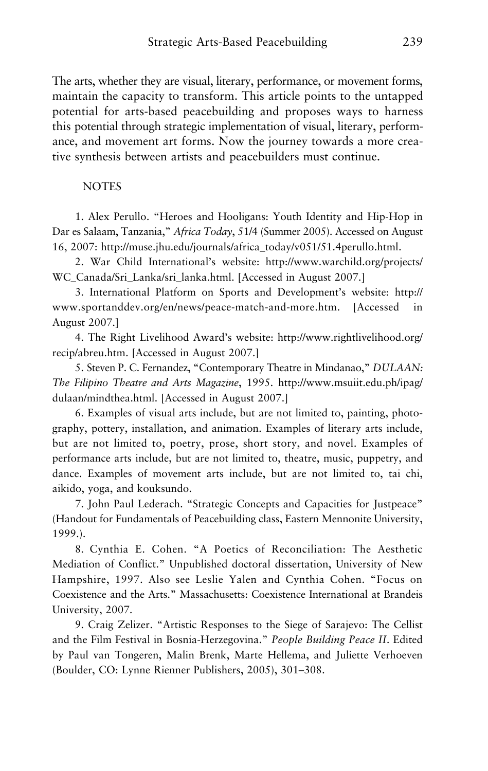The arts, whether they are visual, literary, performance, or movement forms, maintain the capacity to transform. This article points to the untapped potential for arts-based peacebuilding and proposes ways to harness this potential through strategic implementation of visual, literary, performance, and movement art forms. Now the journey towards a more creative synthesis between artists and peacebuilders must continue.

## NOTES

1. Alex Perullo. "Heroes and Hooligans: Youth Identity and Hip-Hop in Dar es Salaam, Tanzania," *Africa Today*, 51/4 (Summer 2005). Accessed on August 16, 2007: http://muse.jhu.edu/journals/africa_today/v051/51.4perullo.html.

2. War Child International's website: http://www.warchild.org/projects/WC_Canada/Sri_Lanka/sri_lanka.html. [Accessed in August 2007.]

3. International Platform on Sports and Development's website: http://www.sportanddev.org/en/news/peace-match-and-more.htm. [Accessed in August 2007.]

4. The Right Livelihood Award's website: http://www.rightlivelihood.org/recip/abreu.htm. [Accessed in August 2007.]

5. Steven P. C. Fernandez, "Contemporary Theatre in Mindanao," *DULAAN: The Filipino Theatre and Arts Magazine*, 1995. http://www.msuiit.edu.ph/ipag/dulaan/mindthea.html. [Accessed in August 2007.]

6. Examples of visual arts include, but are not limited to, painting, photography, pottery, installation, and animation. Examples of literary arts include, but are not limited to, poetry, prose, short story, and novel. Examples of performance arts include, but are not limited to, theatre, music, puppetry, and dance. Examples of movement arts include, but are not limited to, tai chi, aikido, yoga, and kouksundo.

7. John Paul Lederach. "Strategic Concepts and Capacities for Justpeace" (Handout for Fundamentals of Peacebuilding class, Eastern Mennonite University, 1999.).

8. Cynthia E. Cohen. "A Poetics of Reconciliation: The Aesthetic Mediation of Conflict." Unpublished doctoral dissertation, University of New Hampshire, 1997. Also see Leslie Yalen and Cynthia Cohen. "Focus on Coexistence and the Arts." Massachusetts: Coexistence International at Brandeis University, 2007.

9. Craig Zelizer. "Artistic Responses to the Siege of Sarajevo: The Cellist and the Film Festival in Bosnia-Herzegovina." *People Building Peace II*. Edited by Paul van Tongeren, Malin Brenk, Marte Hellema, and Juliette Verhoeven (Boulder, CO: Lynne Rienner Publishers, 2005), 301–308.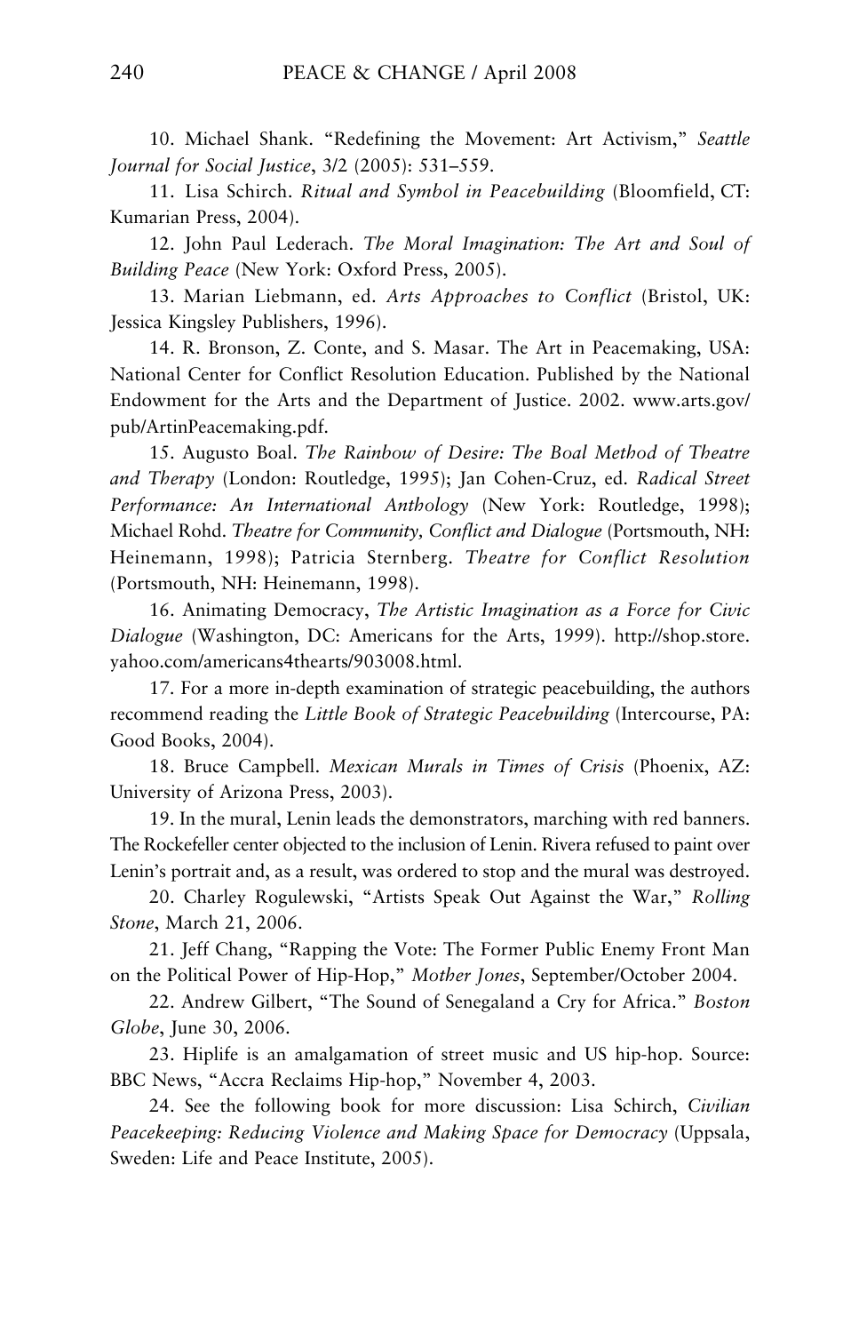10. Michael Shank. "Redefining the Movement: Art Activism," *Seattle Journal for Social Justice*, 3/2 (2005): 531–559.

11. Lisa Schirch. *Ritual and Symbol in Peacebuilding* (Bloomfield, CT: Kumarian Press, 2004).

12. John Paul Lederach. *The Moral Imagination: The Art and Soul of Building Peace* (New York: Oxford Press, 2005).

13. Marian Liebmann, ed. *Arts Approaches to Conflict* (Bristol, UK: Jessica Kingsley Publishers, 1996).

14. R. Bronson, Z. Conte, and S. Masar. The Art in Peacemaking, USA: National Center for Conflict Resolution Education. Published by the National Endowment for the Arts and the Department of Justice. 2002. www.arts.gov/pub/ArtinPeacemaking.pdf.

15. Augusto Boal. *The Rainbow of Desire: The Boal Method of Theatre and Therapy* (London: Routledge, 1995); Jan Cohen-Cruz, ed. *Radical Street Performance: An International Anthology* (New York: Routledge, 1998); Michael Rohd. *Theatre for Community, Conflict and Dialogue* (Portsmouth, NH: Heinemann, 1998); Patricia Sternberg. *Theatre for Conflict Resolution* (Portsmouth, NH: Heinemann, 1998).

16. Animating Democracy, *The Artistic Imagination as a Force for Civic Dialogue* (Washington, DC: Americans for the Arts, 1999). http://shop.store.yahoo.com/americans4thearts/903008.html.

17. For a more in-depth examination of strategic peacebuilding, the authors recommend reading the *Little Book of Strategic Peacebuilding* (Intercourse, PA: Good Books, 2004).

18. Bruce Campbell. *Mexican Murals in Times of Crisis* (Phoenix, AZ: University of Arizona Press, 2003).

19. In the mural, Lenin leads the demonstrators, marching with red banners. The Rockefeller center objected to the inclusion of Lenin. Rivera refused to paint over Lenin's portrait and, as a result, was ordered to stop and the mural was destroyed.

20. Charley Rogulewski, "Artists Speak Out Against the War," *Rolling Stone*, March 21, 2006.

21. Jeff Chang, "Rapping the Vote: The Former Public Enemy Front Man on the Political Power of Hip-Hop," *Mother Jones*, September/October 2004.

22. Andrew Gilbert, "The Sound of Senegaland a Cry for Africa." *Boston Globe*, June 30, 2006.

23. Hiplife is an amalgamation of street music and US hip-hop. Source: BBC News, "Accra Reclaims Hip-hop," November 4, 2003.

24. See the following book for more discussion: Lisa Schirch, *Civilian Peacekeeping: Reducing Violence and Making Space for Democracy* (Uppsala, Sweden: Life and Peace Institute, 2005).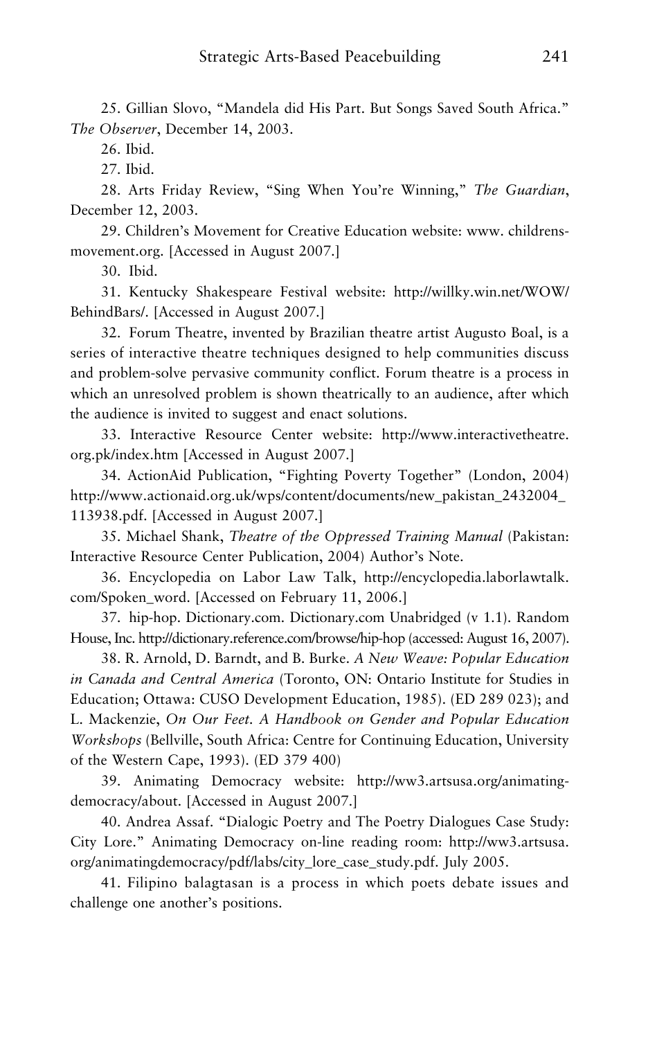25. Gillian Slovo, "Mandela did His Part. But Songs Saved South Africa." *The Observer*, December 14, 2003.

26. Ibid.

27. Ibid.

28. Arts Friday Review, "Sing When You're Winning," *The Guardian*, December 12, 2003.

29. Children's Movement for Creative Education website: www. childrensmovement.org. [Accessed in August 2007.]

30. Ibid.

31. Kentucky Shakespeare Festival website: http://willky.win.net/WOW/BehindBars/. [Accessed in August 2007.]

32. Forum Theatre, invented by Brazilian theatre artist Augusto Boal, is a series of interactive theatre techniques designed to help communities discuss and problem-solve pervasive community conflict. Forum theatre is a process in which an unresolved problem is shown theatrically to an audience, after which the audience is invited to suggest and enact solutions.

33. Interactive Resource Center website: http://www.interactivetheatre.org.pk/index.htm [Accessed in August 2007.]

34. ActionAid Publication, "Fighting Poverty Together" (London, 2004) http://www.actionaid.org.uk/wps/content/documents/new_pakistan_2432004_113938.pdf. [Accessed in August 2007.]

35. Michael Shank, *Theatre of the Oppressed Training Manual* (Pakistan: Interactive Resource Center Publication, 2004) Author's Note.

36. Encyclopedia on Labor Law Talk, http://encyclopedia.laborlawtalk.com/Spoken_word. [Accessed on February 11, 2006.]

37. hip-hop. Dictionary.com. Dictionary.com Unabridged (v 1.1). Random House, Inc. http://dictionary.reference.com/browse/hip-hop (accessed: August 16, 2007).

38. R. Arnold, D. Barndt, and B. Burke. *A New Weave: Popular Education in Canada and Central America* (Toronto, ON: Ontario Institute for Studies in Education; Ottawa: CUSO Development Education, 1985). (ED 289 023); and L. Mackenzie, *On Our Feet. A Handbook on Gender and Popular Education Workshops* (Bellville, South Africa: Centre for Continuing Education, University of the Western Cape, 1993). (ED 379 400)

39. Animating Democracy website: http://ww3.artsusa.org/animatingdemocracy/about. [Accessed in August 2007.]

40. Andrea Assaf. "Dialogic Poetry and The Poetry Dialogues Case Study: City Lore." Animating Democracy on-line reading room: http://ww3.artsusa.org/animatingdemocracy/pdf/labs/city_lore_case_study.pdf. July 2005.

41. Filipino balagtasan is a process in which poets debate issues and challenge one another's positions.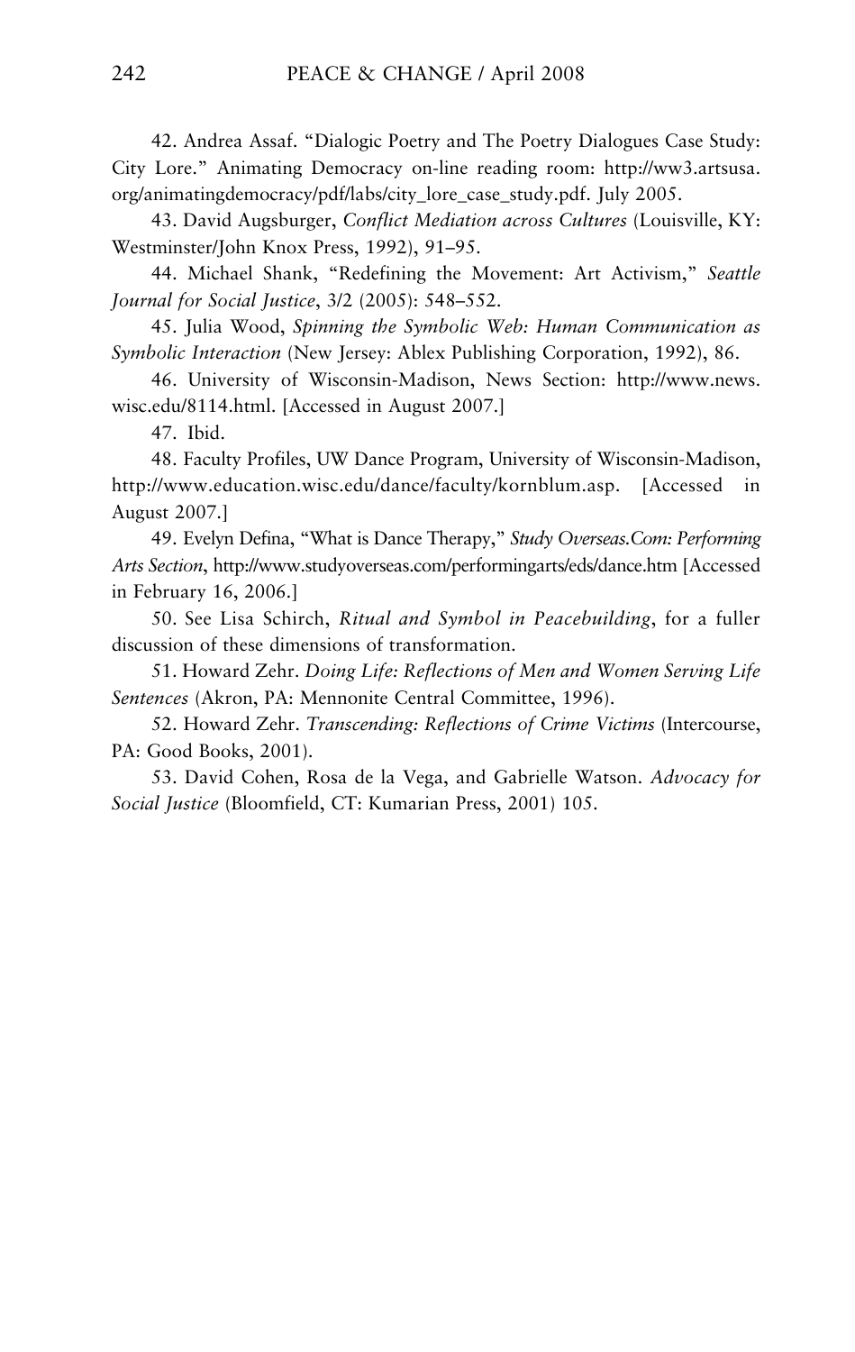42. Andrea Assaf. "Dialogic Poetry and The Poetry Dialogues Case Study: City Lore." Animating Democracy on-line reading room: http://ww3.artsusa.org/animatingdemocracy/pdf/labs/city_lore_case_study.pdf. July 2005.

43. David Augsburger, *Conflict Mediation across Cultures* (Louisville, KY: Westminster/John Knox Press, 1992), 91–95.

44. Michael Shank, "Redefining the Movement: Art Activism," *Seattle Journal for Social Justice*, 3/2 (2005): 548–552.

45. Julia Wood, *Spinning the Symbolic Web: Human Communication as Symbolic Interaction* (New Jersey: Ablex Publishing Corporation, 1992), 86.

46. University of Wisconsin-Madison, News Section: http://www.news.wisc.edu/8114.html. [Accessed in August 2007.]

47. Ibid.

48. Faculty Profiles, UW Dance Program, University of Wisconsin-Madison, http://www.education.wisc.edu/dance/faculty/kornblum.asp. [Accessed in August 2007.]

49. Evelyn Defina, "What is Dance Therapy," *Study Overseas.Com: Performing Arts Section*, http://www.studyoverseas.com/performingarts/eds/dance.htm [Accessed in February 16, 2006.]

50. See Lisa Schirch, *Ritual and Symbol in Peacebuilding*, for a fuller discussion of these dimensions of transformation.

51. Howard Zehr. *Doing Life: Reflections of Men and Women Serving Life Sentences* (Akron, PA: Mennonite Central Committee, 1996).

52. Howard Zehr. *Transcending: Reflections of Crime Victims* (Intercourse, PA: Good Books, 2001).

53. David Cohen, Rosa de la Vega, and Gabrielle Watson. *Advocacy for Social Justice* (Bloomfield, CT: Kumarian Press, 2001) 105.